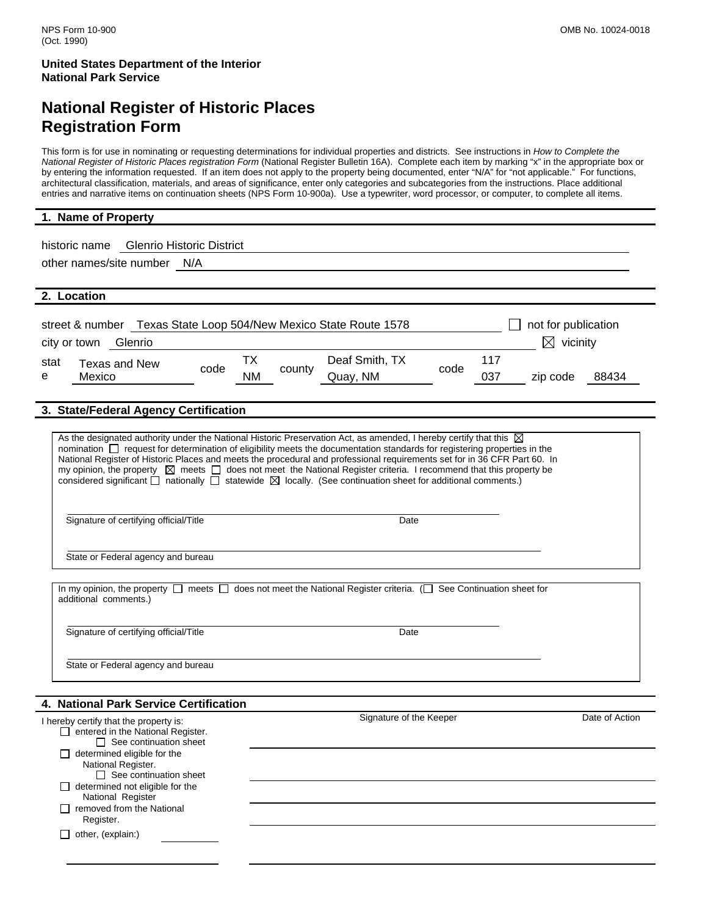NPS Form 10-900
(Oct. 1990)

OMB No. 10024-0018

**United States Department of the Interior**
**National Park Service**

# National Register of Historic Places Registration Form

This form is for use in nominating or requesting determinations for individual properties and districts. See instructions in *How to Complete the National Register of Historic Places registration Form* (National Register Bulletin 16A). Complete each item by marking "x" in the appropriate box or by entering the information requested. If an item does not apply to the property being documented, enter "N/A" for "not applicable." For functions, architectural classification, materials, and areas of significance, enter only categories and subcategories from the instructions. Place additional entries and narrative items on continuation sheets (NPS Form 10-900a). Use a typewriter, word processor, or computer, to complete all items.

## 1. Name of Property

historic name Glenrio Historic District

other names/site number N/A

## 2. Location

street & number Texas State Loop 504/New Mexico State Route 1578 ☐ not for publication

city or town Glenrio ☒ vicinity

| state | code | county | code | zip code |
|---|---|---|---|---|
| Texas and New Mexico | TX NM | Deaf Smith, TX Quay, NM | 117 037 | 88434 |

## 3. State/Federal Agency Certification

As the designated authority under the National Historic Preservation Act, as amended, I hereby certify that this ☒ nomination ☐ request for determination of eligibility meets the documentation standards for registering properties in the National Register of Historic Places and meets the procedural and professional requirements set for in 36 CFR Part 60. In my opinion, the property ☒ meets ☐ does not meet the National Register criteria. I recommend that this property be considered significant ☐ nationally ☐ statewide ☒ locally. (See continuation sheet for additional comments.)

Signature of certifying official/Title Date

State or Federal agency and bureau

In my opinion, the property ☐ meets ☐ does not meet the National Register criteria. (☐ See Continuation sheet for additional comments.)

Signature of certifying official/Title Date

State or Federal agency and bureau

## 4. National Park Service Certification

I hereby certify that the property is: Signature of the Keeper Date of Action

- ☐ entered in the National Register.
  - ☐ See continuation sheet
- ☐ determined eligible for the National Register.
  - ☐ See continuation sheet
- ☐ determined not eligible for the National Register
- ☐ removed from the National Register.
- ☐ other, (explain:)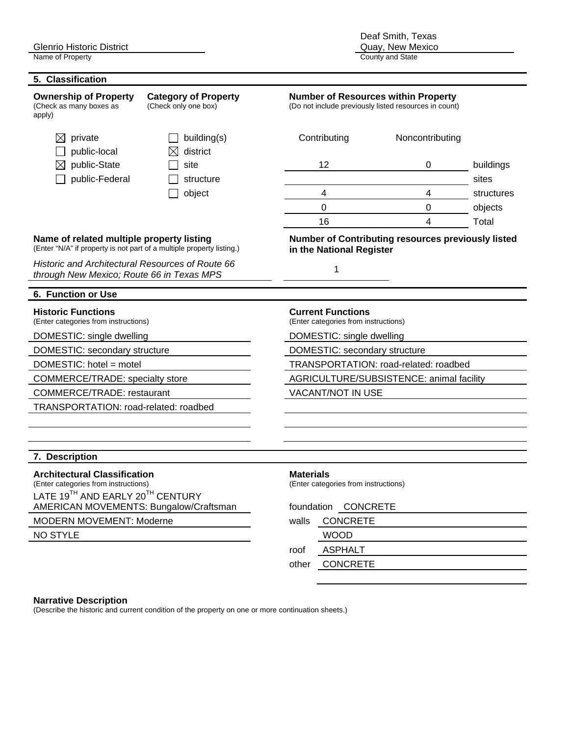Glenrio Historic District
Name of Property

Deaf Smith, Texas
Quay, New Mexico
County and State

## 5. Classification

**Ownership of Property**
(Check as many boxes as apply)

- ☒ private
- ☐ public-local
- ☒ public-State
- ☐ public-Federal

**Category of Property**
(Check only one box)

- ☐ building(s)
- ☒ district
- ☐ site
- ☐ structure
- ☐ object

**Number of Resources within Property**
(Do not include previously listed resources in count)

| Contributing | Noncontributing | |
|---|---|---|
| 12 | 0 | buildings |
| | | sites |
| 4 | 4 | structures |
| 0 | 0 | objects |
| 16 | 4 | Total |

**Name of related multiple property listing**
(Enter "N/A" if property is not part of a multiple property listing.)

*Historic and Architectural Resources of Route 66 through New Mexico; Route 66 in Texas MPS*

**Number of Contributing resources previously listed in the National Register**

1

## 6. Function or Use

**Historic Functions**
(Enter categories from instructions)

DOMESTIC: single dwelling
DOMESTIC: secondary structure
DOMESTIC: hotel = motel
COMMERCE/TRADE: specialty store
COMMERCE/TRADE: restaurant
TRANSPORTATION: road-related: roadbed

**Current Functions**
(Enter categories from instructions)

DOMESTIC: single dwelling
DOMESTIC: secondary structure
TRANSPORTATION: road-related: roadbed
AGRICULTURE/SUBSISTENCE: animal facility
VACANT/NOT IN USE

## 7. Description

**Architectural Classification**
(Enter categories from instructions)

LATE 19TH AND EARLY 20TH CENTURY AMERICAN MOVEMENTS: Bungalow/Craftsman
MODERN MOVEMENT: Moderne
NO STYLE

**Materials**
(Enter categories from instructions)

foundation CONCRETE
walls CONCRETE
WOOD
roof ASPHALT
other CONCRETE

**Narrative Description**
(Describe the historic and current condition of the property on one or more continuation sheets.)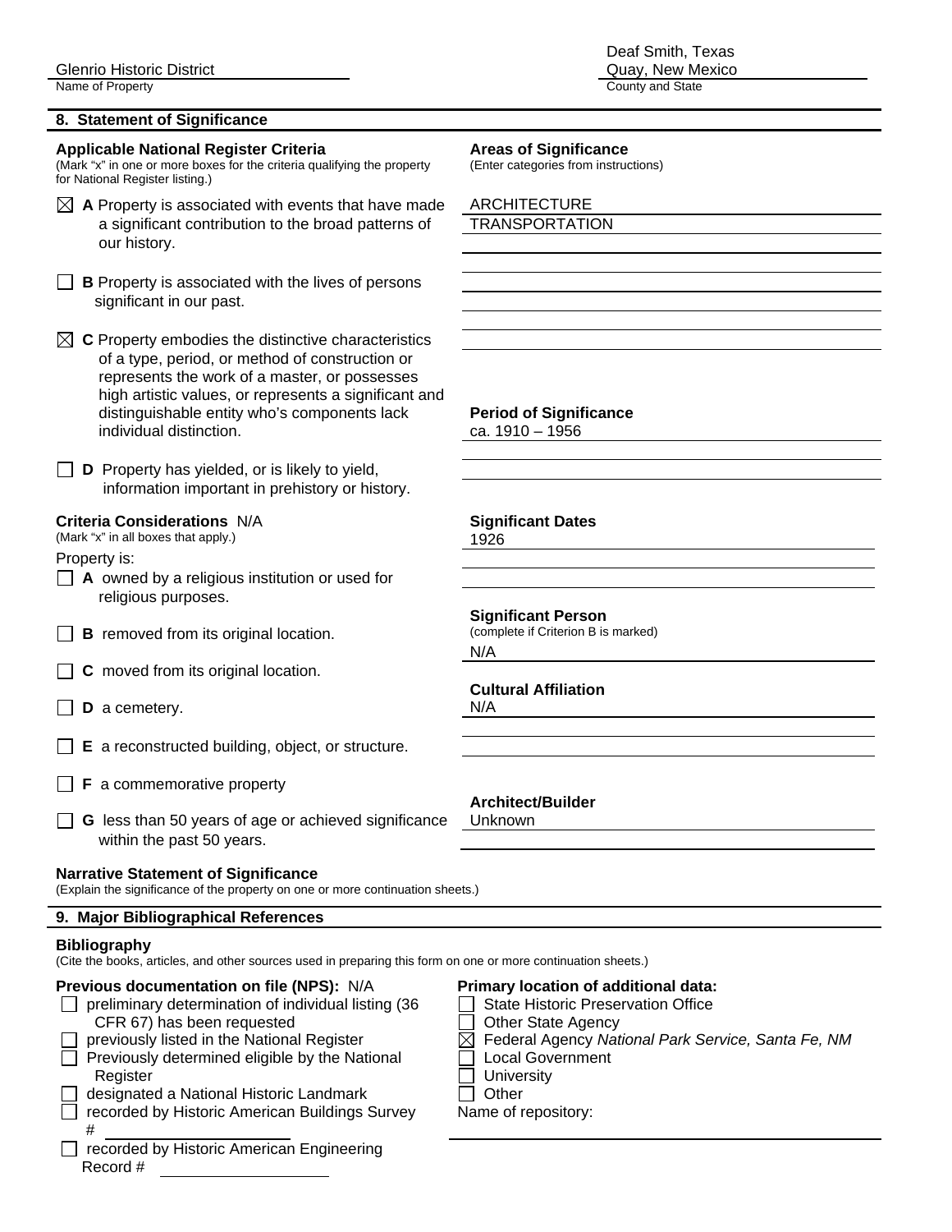Glenrio Historic District
Name of Property

Deaf Smith, Texas
Quay, New Mexico
County and State

## 8. Statement of Significance

**Applicable National Register Criteria**
(Mark "x" in one or more boxes for the criteria qualifying the property for National Register listing.)

- ☒ **A** Property is associated with events that have made a significant contribution to the broad patterns of our history.
- ☐ **B** Property is associated with the lives of persons significant in our past.
- ☒ **C** Property embodies the distinctive characteristics of a type, period, or method of construction or represents the work of a master, or possesses high artistic values, or represents a significant and distinguishable entity who's components lack individual distinction.
- ☐ **D** Property has yielded, or is likely to yield, information important in prehistory or history.

**Criteria Considerations** N/A
(Mark "x" in all boxes that apply.)

Property is:

- ☐ **A** owned by a religious institution or used for religious purposes.
- ☐ **B** removed from its original location.
- ☐ **C** moved from its original location.
- ☐ **D** a cemetery.
- ☐ **E** a reconstructed building, object, or structure.
- ☐ **F** a commemorative property
- ☐ **G** less than 50 years of age or achieved significance within the past 50 years.

**Areas of Significance**
(Enter categories from instructions)

ARCHITECTURE
TRANSPORTATION

**Period of Significance**
ca. 1910 – 1956

**Significant Dates**
1926

**Significant Person**
(complete if Criterion B is marked)
N/A

**Cultural Affiliation**
N/A

**Architect/Builder**
Unknown

**Narrative Statement of Significance**
(Explain the significance of the property on one or more continuation sheets.)

## 9. Major Bibliographical References

**Bibliography**
(Cite the books, articles, and other sources used in preparing this form on one or more continuation sheets.)

**Previous documentation on file (NPS):** N/A

- ☐ preliminary determination of individual listing (36 CFR 67) has been requested
- ☐ previously listed in the National Register
- ☐ Previously determined eligible by the National Register
- ☐ designated a National Historic Landmark
- ☐ recorded by Historic American Buildings Survey #
- ☐ recorded by Historic American Engineering Record #

**Primary location of additional data:**

- ☐ State Historic Preservation Office
- ☐ Other State Agency
- ☒ Federal Agency *National Park Service, Santa Fe, NM*
- ☐ Local Government
- ☐ University
- ☐ Other

Name of repository: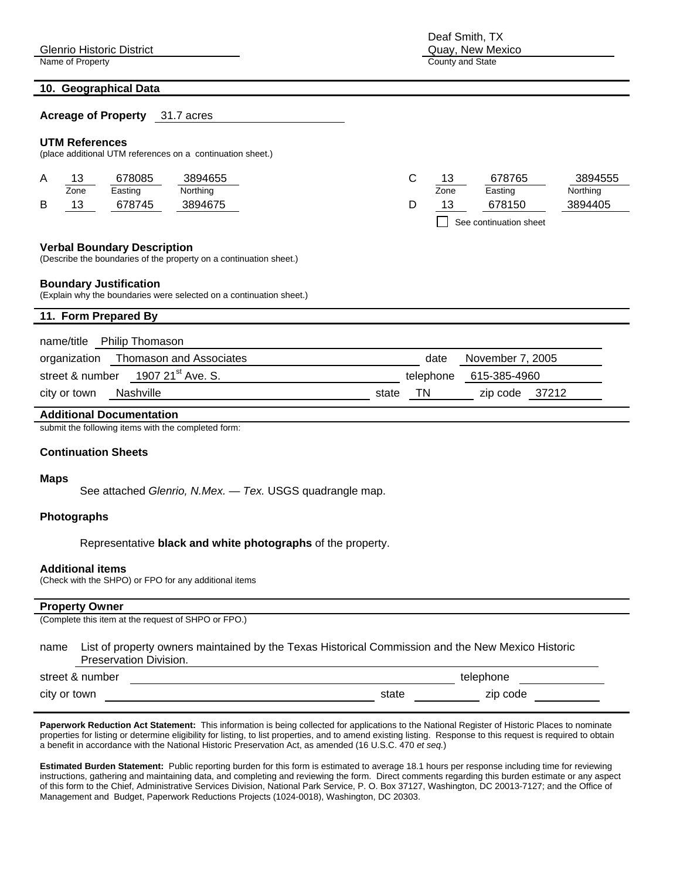Glenrio Historic District
Name of Property

Deaf Smith, TX
Quay, New Mexico
County and State

## 10. Geographical Data

**Acreage of Property** 31.7 acres

**UTM References**
(place additional UTM references on a continuation sheet.)

| | Zone | Easting | Northing |
|---|---|---|---|
| A | 13 | 678085 | 3894655 |
| B | 13 | 678745 | 3894675 |
| C | 13 | 678765 | 3894555 |
| D | 13 | 678150 | 3894405 |

☐ See continuation sheet

**Verbal Boundary Description**
(Describe the boundaries of the property on a continuation sheet.)

**Boundary Justification**
(Explain why the boundaries were selected on a continuation sheet.)

## 11. Form Prepared By

name/title Philip Thomason

organization Thomason and Associates     date November 7, 2005

street & number 1907 21st Ave. S.     telephone 615-385-4960

city or town Nashville     state TN     zip code 37212

### Additional Documentation

submit the following items with the completed form:

**Continuation Sheets**

**Maps**

See attached *Glenrio, N.Mex. — Tex.* USGS quadrangle map.

**Photographs**

Representative **black and white photographs** of the property.

**Additional items**
(Check with the SHPO) or FPO for any additional items

### Property Owner

(Complete this item at the request of SHPO or FPO.)

name List of property owners maintained by the Texas Historical Commission and the New Mexico Historic Preservation Division.

street & number ____________________ telephone __________

city or town ____________________ state ________ zip code ________

**Paperwork Reduction Act Statement:** This information is being collected for applications to the National Register of Historic Places to nominate properties for listing or determine eligibility for listing, to list properties, and to amend existing listing. Response to this request is required to obtain a benefit in accordance with the National Historic Preservation Act, as amended (16 U.S.C. 470 *et seq.*)

**Estimated Burden Statement:** Public reporting burden for this form is estimated to average 18.1 hours per response including time for reviewing instructions, gathering and maintaining data, and completing and reviewing the form. Direct comments regarding this burden estimate or any aspect of this form to the Chief, Administrative Services Division, National Park Service, P. O. Box 37127, Washington, DC 20013-7127; and the Office of Management and Budget, Paperwork Reductions Projects (1024-0018), Washington, DC 20303.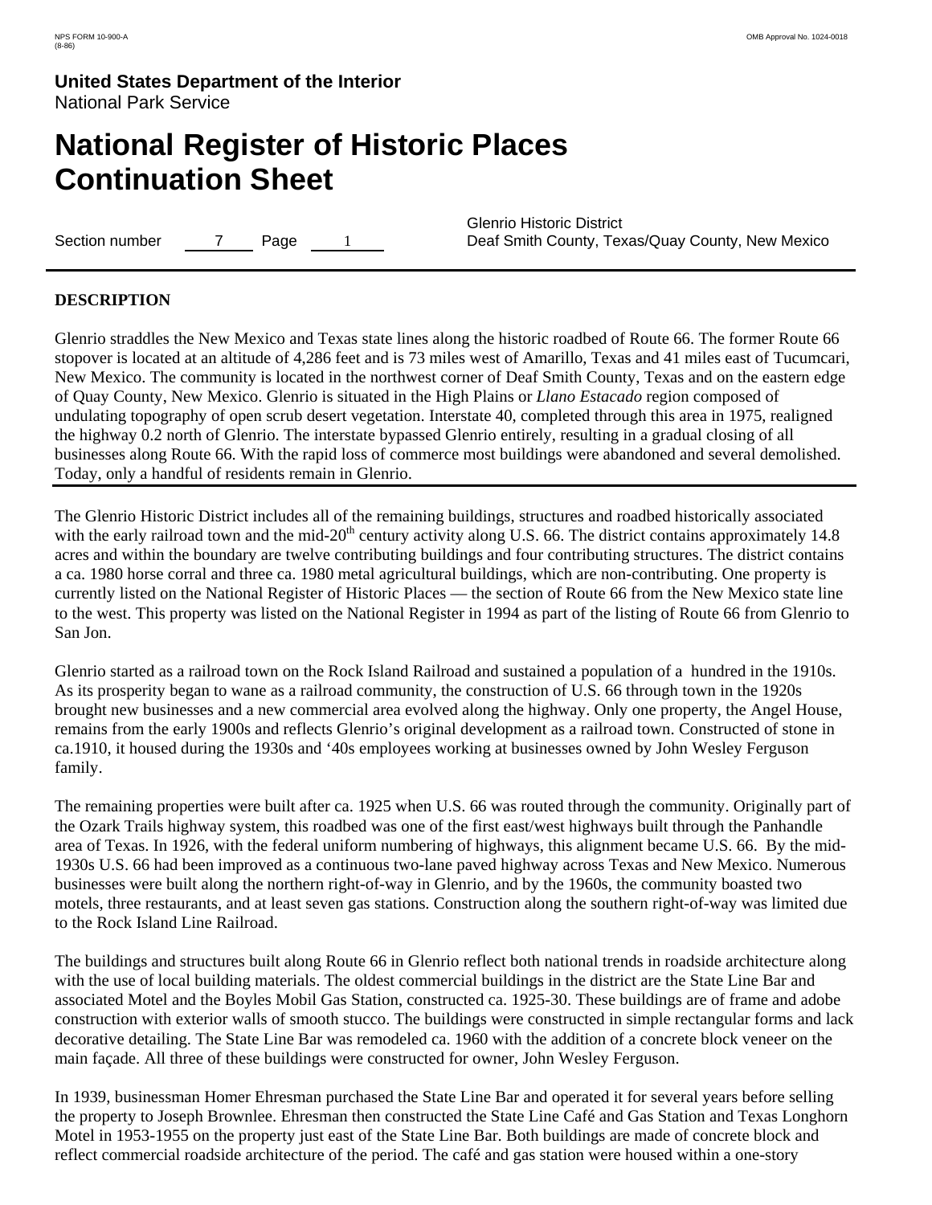Section number 7 Page 1

Glenrio Historic District
Deaf Smith County, Texas/Quay County, New Mexico

## DESCRIPTION

Glenrio straddles the New Mexico and Texas state lines along the historic roadbed of Route 66. The former Route 66 stopover is located at an altitude of 4,286 feet and is 73 miles west of Amarillo, Texas and 41 miles east of Tucumcari, New Mexico. The community is located in the northwest corner of Deaf Smith County, Texas and on the eastern edge of Quay County, New Mexico. Glenrio is situated in the High Plains or *Llano Estacado* region composed of undulating topography of open scrub desert vegetation. Interstate 40, completed through this area in 1975, realigned the highway 0.2 north of Glenrio. The interstate bypassed Glenrio entirely, resulting in a gradual closing of all businesses along Route 66. With the rapid loss of commerce most buildings were abandoned and several demolished. Today, only a handful of residents remain in Glenrio.

The Glenrio Historic District includes all of the remaining buildings, structures and roadbed historically associated with the early railroad town and the mid-20th century activity along U.S. 66. The district contains approximately 14.8 acres and within the boundary are twelve contributing buildings and four contributing structures. The district contains a ca. 1980 horse corral and three ca. 1980 metal agricultural buildings, which are non-contributing. One property is currently listed on the National Register of Historic Places — the section of Route 66 from the New Mexico state line to the west. This property was listed on the National Register in 1994 as part of the listing of Route 66 from Glenrio to San Jon.

Glenrio started as a railroad town on the Rock Island Railroad and sustained a population of a hundred in the 1910s. As its prosperity began to wane as a railroad community, the construction of U.S. 66 through town in the 1920s brought new businesses and a new commercial area evolved along the highway. Only one property, the Angel House, remains from the early 1900s and reflects Glenrio's original development as a railroad town. Constructed of stone in ca.1910, it housed during the 1930s and '40s employees working at businesses owned by John Wesley Ferguson family.

The remaining properties were built after ca. 1925 when U.S. 66 was routed through the community. Originally part of the Ozark Trails highway system, this roadbed was one of the first east/west highways built through the Panhandle area of Texas. In 1926, with the federal uniform numbering of highways, this alignment became U.S. 66. By the mid-1930s U.S. 66 had been improved as a continuous two-lane paved highway across Texas and New Mexico. Numerous businesses were built along the northern right-of-way in Glenrio, and by the 1960s, the community boasted two motels, three restaurants, and at least seven gas stations. Construction along the southern right-of-way was limited due to the Rock Island Line Railroad.

The buildings and structures built along Route 66 in Glenrio reflect both national trends in roadside architecture along with the use of local building materials. The oldest commercial buildings in the district are the State Line Bar and associated Motel and the Boyles Mobil Gas Station, constructed ca. 1925-30. These buildings are of frame and adobe construction with exterior walls of smooth stucco. The buildings were constructed in simple rectangular forms and lack decorative detailing. The State Line Bar was remodeled ca. 1960 with the addition of a concrete block veneer on the main façade. All three of these buildings were constructed for owner, John Wesley Ferguson.

In 1939, businessman Homer Ehresman purchased the State Line Bar and operated it for several years before selling the property to Joseph Brownlee. Ehresman then constructed the State Line Café and Gas Station and Texas Longhorn Motel in 1953-1955 on the property just east of the State Line Bar. Both buildings are made of concrete block and reflect commercial roadside architecture of the period. The café and gas station were housed within a one-story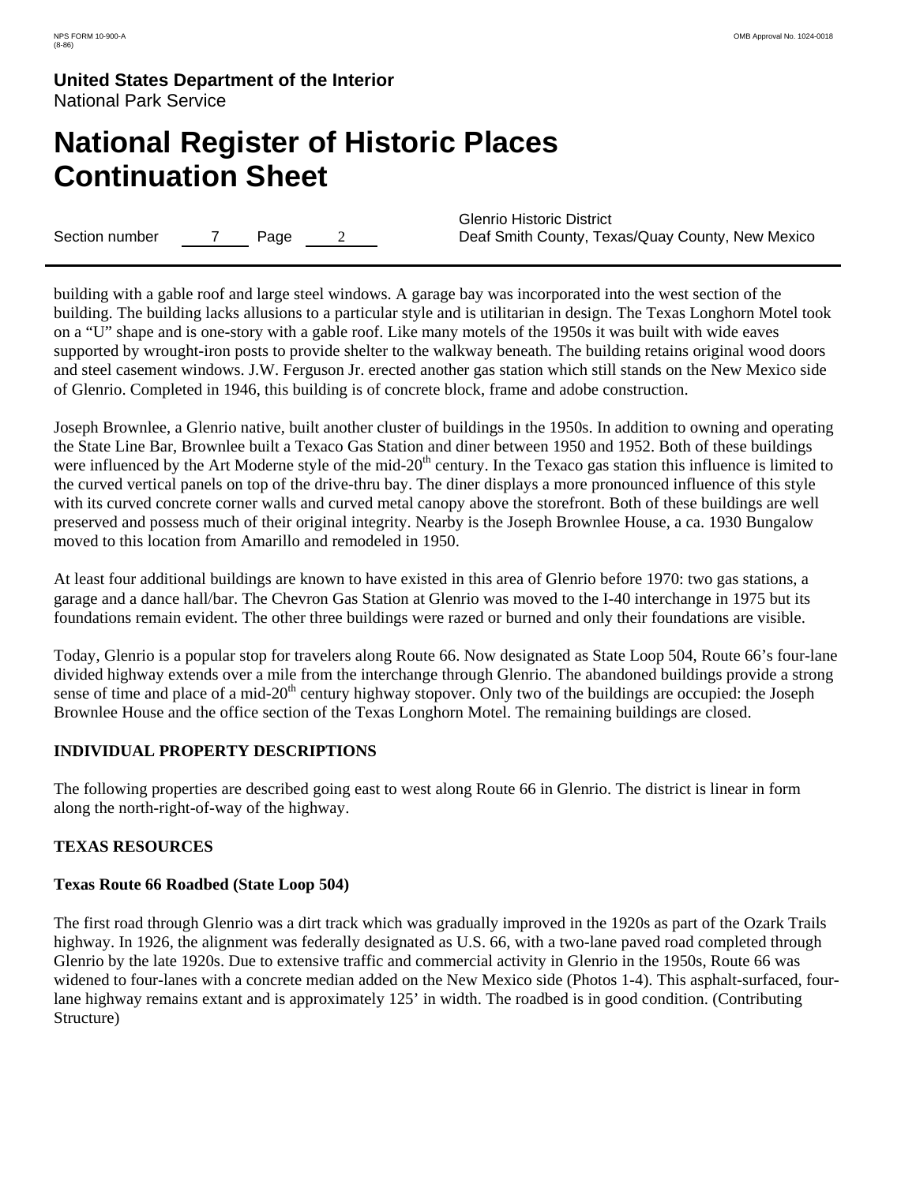building with a gable roof and large steel windows. A garage bay was incorporated into the west section of the building. The building lacks allusions to a particular style and is utilitarian in design. The Texas Longhorn Motel took on a "U" shape and is one-story with a gable roof. Like many motels of the 1950s it was built with wide eaves supported by wrought-iron posts to provide shelter to the walkway beneath. The building retains original wood doors and steel casement windows. J.W. Ferguson Jr. erected another gas station which still stands on the New Mexico side of Glenrio. Completed in 1946, this building is of concrete block, frame and adobe construction.

Joseph Brownlee, a Glenrio native, built another cluster of buildings in the 1950s. In addition to owning and operating the State Line Bar, Brownlee built a Texaco Gas Station and diner between 1950 and 1952. Both of these buildings were influenced by the Art Moderne style of the mid-20th century. In the Texaco gas station this influence is limited to the curved vertical panels on top of the drive-thru bay. The diner displays a more pronounced influence of this style with its curved concrete corner walls and curved metal canopy above the storefront. Both of these buildings are well preserved and possess much of their original integrity. Nearby is the Joseph Brownlee House, a ca. 1930 Bungalow moved to this location from Amarillo and remodeled in 1950.

At least four additional buildings are known to have existed in this area of Glenrio before 1970: two gas stations, a garage and a dance hall/bar. The Chevron Gas Station at Glenrio was moved to the I-40 interchange in 1975 but its foundations remain evident. The other three buildings were razed or burned and only their foundations are visible.

Today, Glenrio is a popular stop for travelers along Route 66. Now designated as State Loop 504, Route 66's four-lane divided highway extends over a mile from the interchange through Glenrio. The abandoned buildings provide a strong sense of time and place of a mid-20th century highway stopover. Only two of the buildings are occupied: the Joseph Brownlee House and the office section of the Texas Longhorn Motel. The remaining buildings are closed.

## INDIVIDUAL PROPERTY DESCRIPTIONS

The following properties are described going east to west along Route 66 in Glenrio. The district is linear in form along the north-right-of-way of the highway.

## TEXAS RESOURCES

### Texas Route 66 Roadbed (State Loop 504)

The first road through Glenrio was a dirt track which was gradually improved in the 1920s as part of the Ozark Trails highway. In 1926, the alignment was federally designated as U.S. 66, with a two-lane paved road completed through Glenrio by the late 1920s. Due to extensive traffic and commercial activity in Glenrio in the 1950s, Route 66 was widened to four-lanes with a concrete median added on the New Mexico side (Photos 1-4). This asphalt-surfaced, four-lane highway remains extant and is approximately 125' in width. The roadbed is in good condition. (Contributing Structure)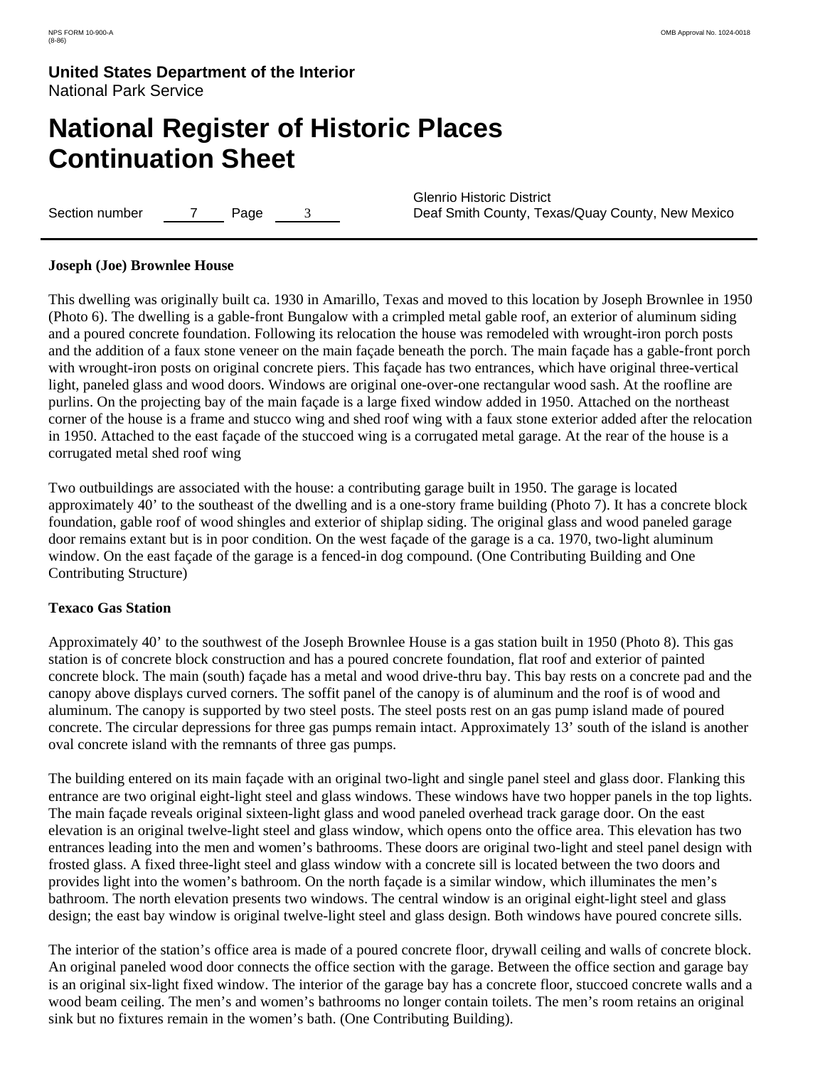**Joseph (Joe) Brownlee House**

This dwelling was originally built ca. 1930 in Amarillo, Texas and moved to this location by Joseph Brownlee in 1950 (Photo 6). The dwelling is a gable-front Bungalow with a crimpled metal gable roof, an exterior of aluminum siding and a poured concrete foundation. Following its relocation the house was remodeled with wrought-iron porch posts and the addition of a faux stone veneer on the main façade beneath the porch. The main façade has a gable-front porch with wrought-iron posts on original concrete piers. This façade has two entrances, which have original three-vertical light, paneled glass and wood doors. Windows are original one-over-one rectangular wood sash. At the roofline are purlins. On the projecting bay of the main façade is a large fixed window added in 1950. Attached on the northeast corner of the house is a frame and stucco wing and shed roof wing with a faux stone exterior added after the relocation in 1950. Attached to the east façade of the stuccoed wing is a corrugated metal garage. At the rear of the house is a corrugated metal shed roof wing

Two outbuildings are associated with the house: a contributing garage built in 1950. The garage is located approximately 40' to the southeast of the dwelling and is a one-story frame building (Photo 7). It has a concrete block foundation, gable roof of wood shingles and exterior of shiplap siding. The original glass and wood paneled garage door remains extant but is in poor condition. On the west façade of the garage is a ca. 1970, two-light aluminum window. On the east façade of the garage is a fenced-in dog compound. (One Contributing Building and One Contributing Structure)

**Texaco Gas Station**

Approximately 40' to the southwest of the Joseph Brownlee House is a gas station built in 1950 (Photo 8). This gas station is of concrete block construction and has a poured concrete foundation, flat roof and exterior of painted concrete block. The main (south) façade has a metal and wood drive-thru bay. This bay rests on a concrete pad and the canopy above displays curved corners. The soffit panel of the canopy is of aluminum and the roof is of wood and aluminum. The canopy is supported by two steel posts. The steel posts rest on an gas pump island made of poured concrete. The circular depressions for three gas pumps remain intact. Approximately 13' south of the island is another oval concrete island with the remnants of three gas pumps.

The building entered on its main façade with an original two-light and single panel steel and glass door. Flanking this entrance are two original eight-light steel and glass windows. These windows have two hopper panels in the top lights. The main façade reveals original sixteen-light glass and wood paneled overhead track garage door. On the east elevation is an original twelve-light steel and glass window, which opens onto the office area. This elevation has two entrances leading into the men and women's bathrooms. These doors are original two-light and steel panel design with frosted glass. A fixed three-light steel and glass window with a concrete sill is located between the two doors and provides light into the women's bathroom. On the north façade is a similar window, which illuminates the men's bathroom. The north elevation presents two windows. The central window is an original eight-light steel and glass design; the east bay window is original twelve-light steel and glass design. Both windows have poured concrete sills.

The interior of the station's office area is made of a poured concrete floor, drywall ceiling and walls of concrete block. An original paneled wood door connects the office section with the garage. Between the office section and garage bay is an original six-light fixed window. The interior of the garage bay has a concrete floor, stuccoed concrete walls and a wood beam ceiling. The men's and women's bathrooms no longer contain toilets. The men's room retains an original sink but no fixtures remain in the women's bath. (One Contributing Building).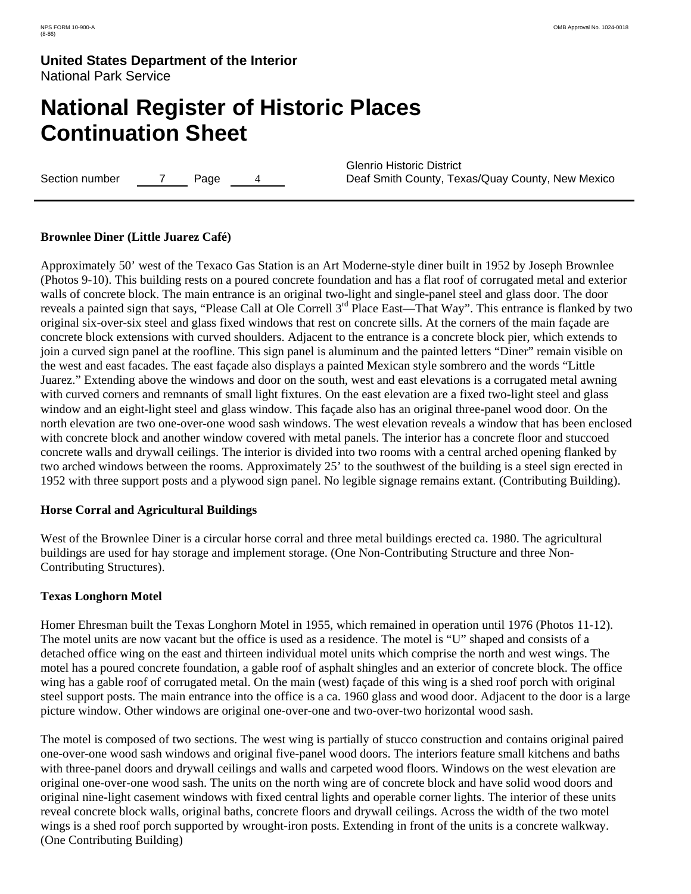**Brownlee Diner (Little Juarez Café)**

Approximately 50’ west of the Texaco Gas Station is an Art Moderne-style diner built in 1952 by Joseph Brownlee (Photos 9-10). This building rests on a poured concrete foundation and has a flat roof of corrugated metal and exterior walls of concrete block. The main entrance is an original two-light and single-panel steel and glass door. The door reveals a painted sign that says, “Please Call at Ole Correll 3rd Place East—That Way”. This entrance is flanked by two original six-over-six steel and glass fixed windows that rest on concrete sills. At the corners of the main façade are concrete block extensions with curved shoulders. Adjacent to the entrance is a concrete block pier, which extends to join a curved sign panel at the roofline. This sign panel is aluminum and the painted letters “Diner” remain visible on the west and east facades. The east façade also displays a painted Mexican style sombrero and the words “Little Juarez.” Extending above the windows and door on the south, west and east elevations is a corrugated metal awning with curved corners and remnants of small light fixtures. On the east elevation are a fixed two-light steel and glass window and an eight-light steel and glass window. This façade also has an original three-panel wood door. On the north elevation are two one-over-one wood sash windows. The west elevation reveals a window that has been enclosed with concrete block and another window covered with metal panels. The interior has a concrete floor and stuccoed concrete walls and drywall ceilings. The interior is divided into two rooms with a central arched opening flanked by two arched windows between the rooms. Approximately 25’ to the southwest of the building is a steel sign erected in 1952 with three support posts and a plywood sign panel. No legible signage remains extant. (Contributing Building).

**Horse Corral and Agricultural Buildings**

West of the Brownlee Diner is a circular horse corral and three metal buildings erected ca. 1980. The agricultural buildings are used for hay storage and implement storage. (One Non-Contributing Structure and three Non-Contributing Structures).

**Texas Longhorn Motel**

Homer Ehresman built the Texas Longhorn Motel in 1955, which remained in operation until 1976 (Photos 11-12). The motel units are now vacant but the office is used as a residence. The motel is “U” shaped and consists of a detached office wing on the east and thirteen individual motel units which comprise the north and west wings. The motel has a poured concrete foundation, a gable roof of asphalt shingles and an exterior of concrete block. The office wing has a gable roof of corrugated metal. On the main (west) façade of this wing is a shed roof porch with original steel support posts. The main entrance into the office is a ca. 1960 glass and wood door. Adjacent to the door is a large picture window. Other windows are original one-over-one and two-over-two horizontal wood sash.

The motel is composed of two sections. The west wing is partially of stucco construction and contains original paired one-over-one wood sash windows and original five-panel wood doors. The interiors feature small kitchens and baths with three-panel doors and drywall ceilings and walls and carpeted wood floors. Windows on the west elevation are original one-over-one wood sash. The units on the north wing are of concrete block and have solid wood doors and original nine-light casement windows with fixed central lights and operable corner lights. The interior of these units reveal concrete block walls, original baths, concrete floors and drywall ceilings. Across the width of the two motel wings is a shed roof porch supported by wrought-iron posts. Extending in front of the units is a concrete walkway. (One Contributing Building)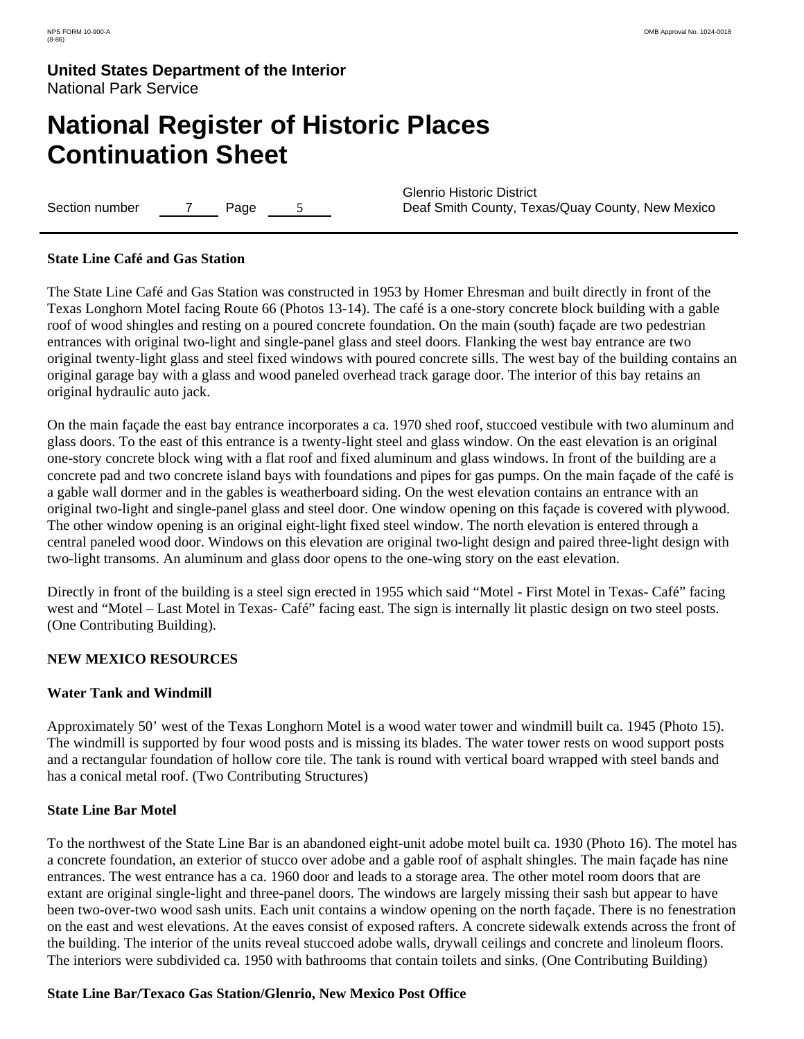### State Line Café and Gas Station

The State Line Café and Gas Station was constructed in 1953 by Homer Ehresman and built directly in front of the Texas Longhorn Motel facing Route 66 (Photos 13-14). The café is a one-story concrete block building with a gable roof of wood shingles and resting on a poured concrete foundation. On the main (south) façade are two pedestrian entrances with original two-light and single-panel glass and steel doors. Flanking the west bay entrance are two original twenty-light glass and steel fixed windows with poured concrete sills. The west bay of the building contains an original garage bay with a glass and wood paneled overhead track garage door. The interior of this bay retains an original hydraulic auto jack.

On the main façade the east bay entrance incorporates a ca. 1970 shed roof, stuccoed vestibule with two aluminum and glass doors. To the east of this entrance is a twenty-light steel and glass window. On the east elevation is an original one-story concrete block wing with a flat roof and fixed aluminum and glass windows. In front of the building are a concrete pad and two concrete island bays with foundations and pipes for gas pumps. On the main façade of the café is a gable wall dormer and in the gables is weatherboard siding. On the west elevation contains an entrance with an original two-light and single-panel glass and steel door. One window opening on this façade is covered with plywood. The other window opening is an original eight-light fixed steel window. The north elevation is entered through a central paneled wood door. Windows on this elevation are original two-light design and paired three-light design with two-light transoms. An aluminum and glass door opens to the one-wing story on the east elevation.

Directly in front of the building is a steel sign erected in 1955 which said “Motel - First Motel in Texas- Café” facing west and “Motel – Last Motel in Texas- Café” facing east. The sign is internally lit plastic design on two steel posts. (One Contributing Building).

### NEW MEXICO RESOURCES

### Water Tank and Windmill

Approximately 50’ west of the Texas Longhorn Motel is a wood water tower and windmill built ca. 1945 (Photo 15). The windmill is supported by four wood posts and is missing its blades. The water tower rests on wood support posts and a rectangular foundation of hollow core tile. The tank is round with vertical board wrapped with steel bands and has a conical metal roof. (Two Contributing Structures)

### State Line Bar Motel

To the northwest of the State Line Bar is an abandoned eight-unit adobe motel built ca. 1930 (Photo 16). The motel has a concrete foundation, an exterior of stucco over adobe and a gable roof of asphalt shingles. The main façade has nine entrances. The west entrance has a ca. 1960 door and leads to a storage area. The other motel room doors that are extant are original single-light and three-panel doors. The windows are largely missing their sash but appear to have been two-over-two wood sash units. Each unit contains a window opening on the north façade. There is no fenestration on the east and west elevations. At the eaves consist of exposed rafters. A concrete sidewalk extends across the front of the building. The interior of the units reveal stuccoed adobe walls, drywall ceilings and concrete and linoleum floors. The interiors were subdivided ca. 1950 with bathrooms that contain toilets and sinks. (One Contributing Building)

### State Line Bar/Texaco Gas Station/Glenrio, New Mexico Post Office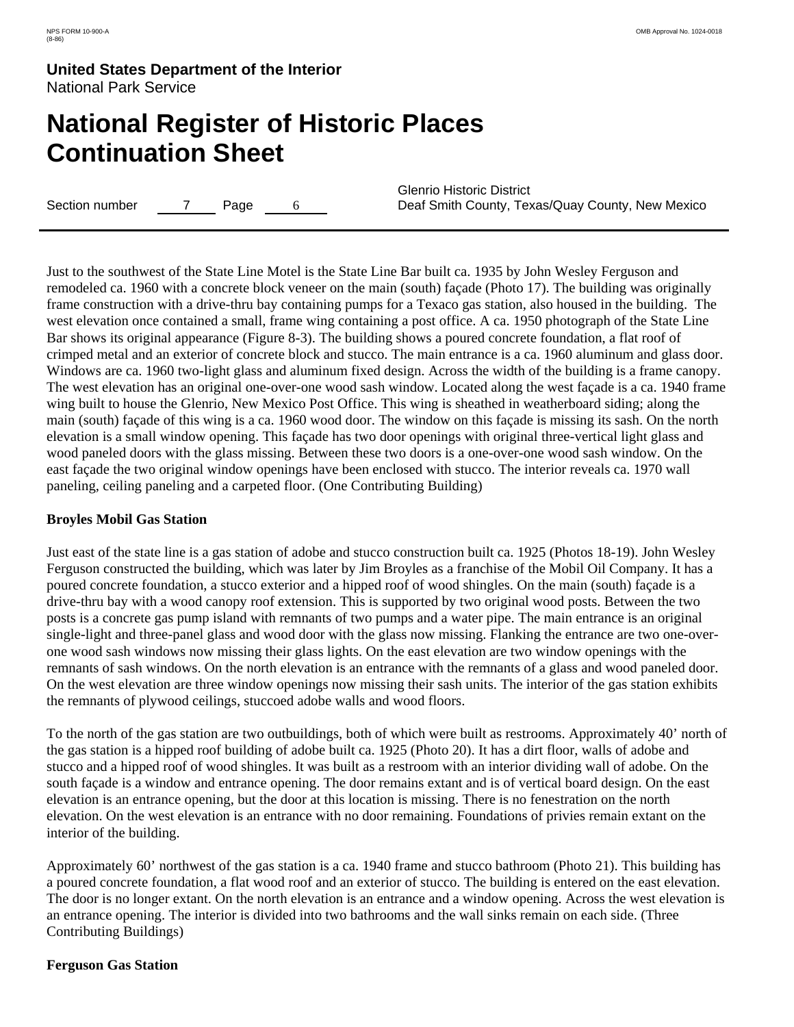Just to the southwest of the State Line Motel is the State Line Bar built ca. 1935 by John Wesley Ferguson and remodeled ca. 1960 with a concrete block veneer on the main (south) façade (Photo 17). The building was originally frame construction with a drive-thru bay containing pumps for a Texaco gas station, also housed in the building. The west elevation once contained a small, frame wing containing a post office. A ca. 1950 photograph of the State Line Bar shows its original appearance (Figure 8-3). The building shows a poured concrete foundation, a flat roof of crimped metal and an exterior of concrete block and stucco. The main entrance is a ca. 1960 aluminum and glass door. Windows are ca. 1960 two-light glass and aluminum fixed design. Across the width of the building is a frame canopy. The west elevation has an original one-over-one wood sash window. Located along the west façade is a ca. 1940 frame wing built to house the Glenrio, New Mexico Post Office. This wing is sheathed in weatherboard siding; along the main (south) façade of this wing is a ca. 1960 wood door. The window on this façade is missing its sash. On the north elevation is a small window opening. This façade has two door openings with original three-vertical light glass and wood paneled doors with the glass missing. Between these two doors is a one-over-one wood sash window. On the east façade the two original window openings have been enclosed with stucco. The interior reveals ca. 1970 wall paneling, ceiling paneling and a carpeted floor. (One Contributing Building)

**Broyles Mobil Gas Station**

Just east of the state line is a gas station of adobe and stucco construction built ca. 1925 (Photos 18-19). John Wesley Ferguson constructed the building, which was later by Jim Broyles as a franchise of the Mobil Oil Company. It has a poured concrete foundation, a stucco exterior and a hipped roof of wood shingles. On the main (south) façade is a drive-thru bay with a wood canopy roof extension. This is supported by two original wood posts. Between the two posts is a concrete gas pump island with remnants of two pumps and a water pipe. The main entrance is an original single-light and three-panel glass and wood door with the glass now missing. Flanking the entrance are two one-over-one wood sash windows now missing their glass lights. On the east elevation are two window openings with the remnants of sash windows. On the north elevation is an entrance with the remnants of a glass and wood paneled door. On the west elevation are three window openings now missing their sash units. The interior of the gas station exhibits the remnants of plywood ceilings, stuccoed adobe walls and wood floors.

To the north of the gas station are two outbuildings, both of which were built as restrooms. Approximately 40' north of the gas station is a hipped roof building of adobe built ca. 1925 (Photo 20). It has a dirt floor, walls of adobe and stucco and a hipped roof of wood shingles. It was built as a restroom with an interior dividing wall of adobe. On the south façade is a window and entrance opening. The door remains extant and is of vertical board design. On the east elevation is an entrance opening, but the door at this location is missing. There is no fenestration on the north elevation. On the west elevation is an entrance with no door remaining. Foundations of privies remain extant on the interior of the building.

Approximately 60' northwest of the gas station is a ca. 1940 frame and stucco bathroom (Photo 21). This building has a poured concrete foundation, a flat wood roof and an exterior of stucco. The building is entered on the east elevation. The door is no longer extant. On the north elevation is an entrance and a window opening. Across the west elevation is an entrance opening. The interior is divided into two bathrooms and the wall sinks remain on each side. (Three Contributing Buildings)

**Ferguson Gas Station**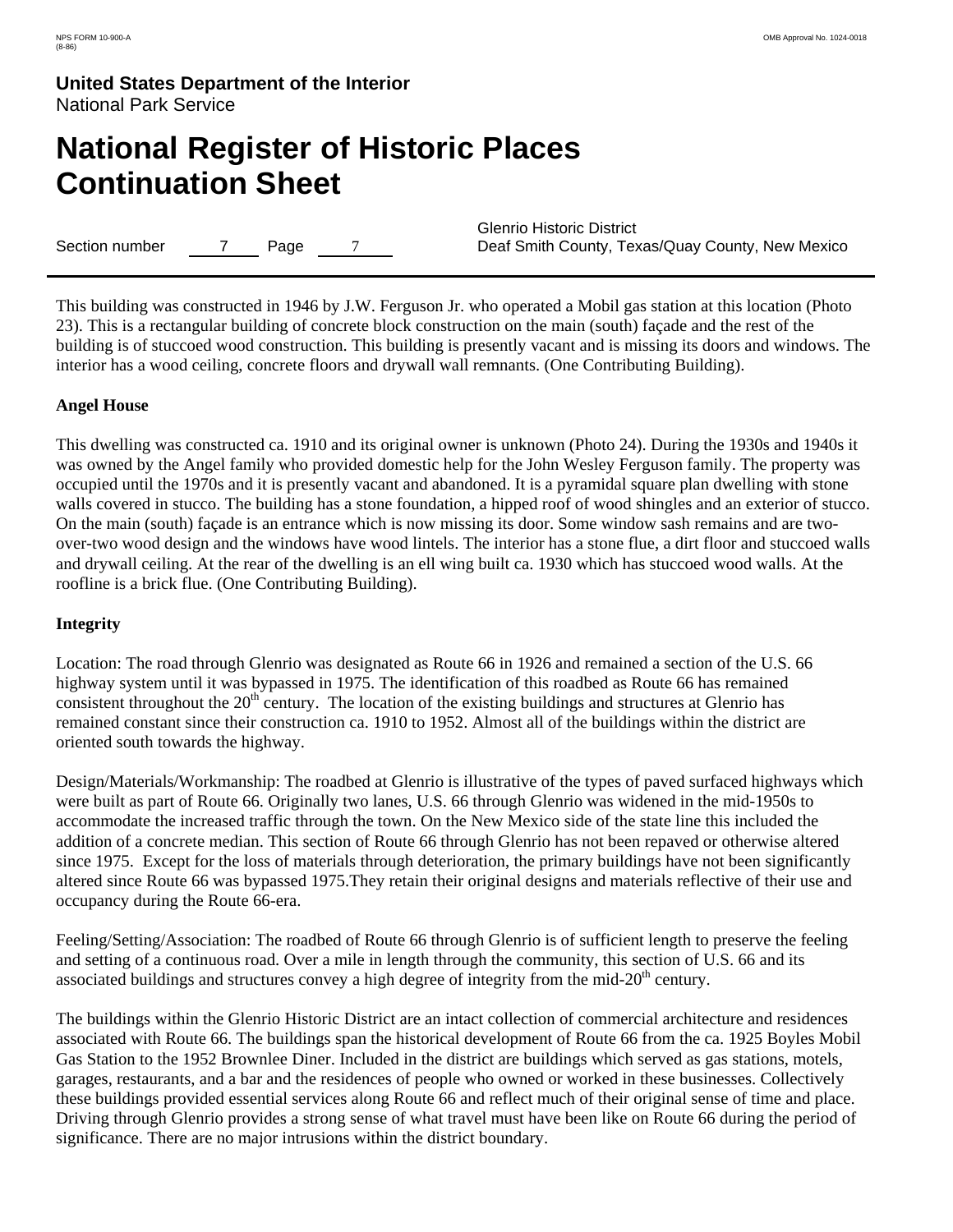This building was constructed in 1946 by J.W. Ferguson Jr. who operated a Mobil gas station at this location (Photo 23). This is a rectangular building of concrete block construction on the main (south) façade and the rest of the building is of stuccoed wood construction. This building is presently vacant and is missing its doors and windows. The interior has a wood ceiling, concrete floors and drywall wall remnants. (One Contributing Building).

**Angel House**

This dwelling was constructed ca. 1910 and its original owner is unknown (Photo 24). During the 1930s and 1940s it was owned by the Angel family who provided domestic help for the John Wesley Ferguson family. The property was occupied until the 1970s and it is presently vacant and abandoned. It is a pyramidal square plan dwelling with stone walls covered in stucco. The building has a stone foundation, a hipped roof of wood shingles and an exterior of stucco. On the main (south) façade is an entrance which is now missing its door. Some window sash remains and are two-over-two wood design and the windows have wood lintels. The interior has a stone flue, a dirt floor and stuccoed walls and drywall ceiling. At the rear of the dwelling is an ell wing built ca. 1930 which has stuccoed wood walls. At the roofline is a brick flue. (One Contributing Building).

**Integrity**

Location: The road through Glenrio was designated as Route 66 in 1926 and remained a section of the U.S. 66 highway system until it was bypassed in 1975. The identification of this roadbed as Route 66 has remained consistent throughout the 20th century. The location of the existing buildings and structures at Glenrio has remained constant since their construction ca. 1910 to 1952. Almost all of the buildings within the district are oriented south towards the highway.

Design/Materials/Workmanship: The roadbed at Glenrio is illustrative of the types of paved surfaced highways which were built as part of Route 66. Originally two lanes, U.S. 66 through Glenrio was widened in the mid-1950s to accommodate the increased traffic through the town. On the New Mexico side of the state line this included the addition of a concrete median. This section of Route 66 through Glenrio has not been repaved or otherwise altered since 1975. Except for the loss of materials through deterioration, the primary buildings have not been significantly altered since Route 66 was bypassed 1975.They retain their original designs and materials reflective of their use and occupancy during the Route 66-era.

Feeling/Setting/Association: The roadbed of Route 66 through Glenrio is of sufficient length to preserve the feeling and setting of a continuous road. Over a mile in length through the community, this section of U.S. 66 and its associated buildings and structures convey a high degree of integrity from the mid-20th century.

The buildings within the Glenrio Historic District are an intact collection of commercial architecture and residences associated with Route 66. The buildings span the historical development of Route 66 from the ca. 1925 Boyles Mobil Gas Station to the 1952 Brownlee Diner. Included in the district are buildings which served as gas stations, motels, garages, restaurants, and a bar and the residences of people who owned or worked in these businesses. Collectively these buildings provided essential services along Route 66 and reflect much of their original sense of time and place. Driving through Glenrio provides a strong sense of what travel must have been like on Route 66 during the period of significance. There are no major intrusions within the district boundary.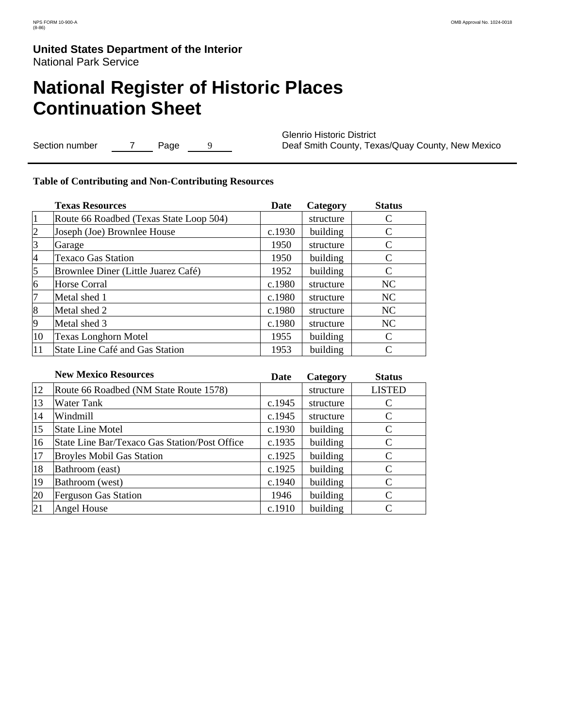**Glenrio Historic District**
Deaf Smith County, Texas/Quay County, New Mexico

Section number 7 Page 9

### Table of Contributing and Non-Contributing Resources

| | Texas Resources | Date | Category | Status |
|---|---|---|---|---|
| 1 | Route 66 Roadbed (Texas State Loop 504) | | structure | C |
| 2 | Joseph (Joe) Brownlee House | c.1930 | building | C |
| 3 | Garage | 1950 | structure | C |
| 4 | Texaco Gas Station | 1950 | building | C |
| 5 | Brownlee Diner (Little Juarez Café) | 1952 | building | C |
| 6 | Horse Corral | c.1980 | structure | NC |
| 7 | Metal shed 1 | c.1980 | structure | NC |
| 8 | Metal shed 2 | c.1980 | structure | NC |
| 9 | Metal shed 3 | c.1980 | structure | NC |
| 10 | Texas Longhorn Motel | 1955 | building | C |
| 11 | State Line Café and Gas Station | 1953 | building | C |

| | New Mexico Resources | Date | Category | Status |
|---|---|---|---|---|
| 12 | Route 66 Roadbed (NM State Route 1578) | | structure | LISTED |
| 13 | Water Tank | c.1945 | structure | C |
| 14 | Windmill | c.1945 | structure | C |
| 15 | State Line Motel | c.1930 | building | C |
| 16 | State Line Bar/Texaco Gas Station/Post Office | c.1935 | building | C |
| 17 | Broyles Mobil Gas Station | c.1925 | building | C |
| 18 | Bathroom (east) | c.1925 | building | C |
| 19 | Bathroom (west) | c.1940 | building | C |
| 20 | Ferguson Gas Station | 1946 | building | C |
| 21 | Angel House | c.1910 | building | C |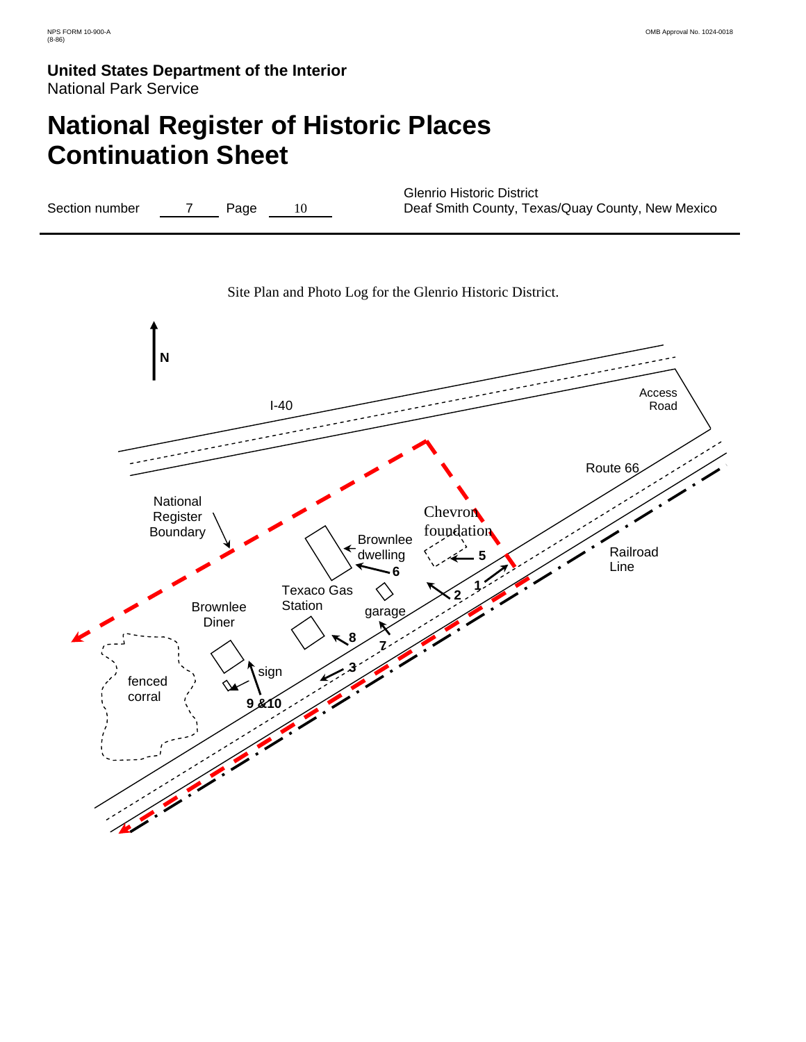# United States Department of the Interior
National Park Service

# National Register of Historic Places Continuation Sheet

Section number 7 Page 10

Glenrio Historic District
Deaf Smith County, Texas/Quay County, New Mexico

Site Plan and Photo Log for the Glenrio Historic District.

N

I-40

Access Road

Route 66

National Register Boundary

Chevron foundation

Brownlee dwelling

Railroad Line

Texaco Gas Station

garage

Brownlee Diner

fenced corral

sign

1 2 3 5 6 7 8 9 &10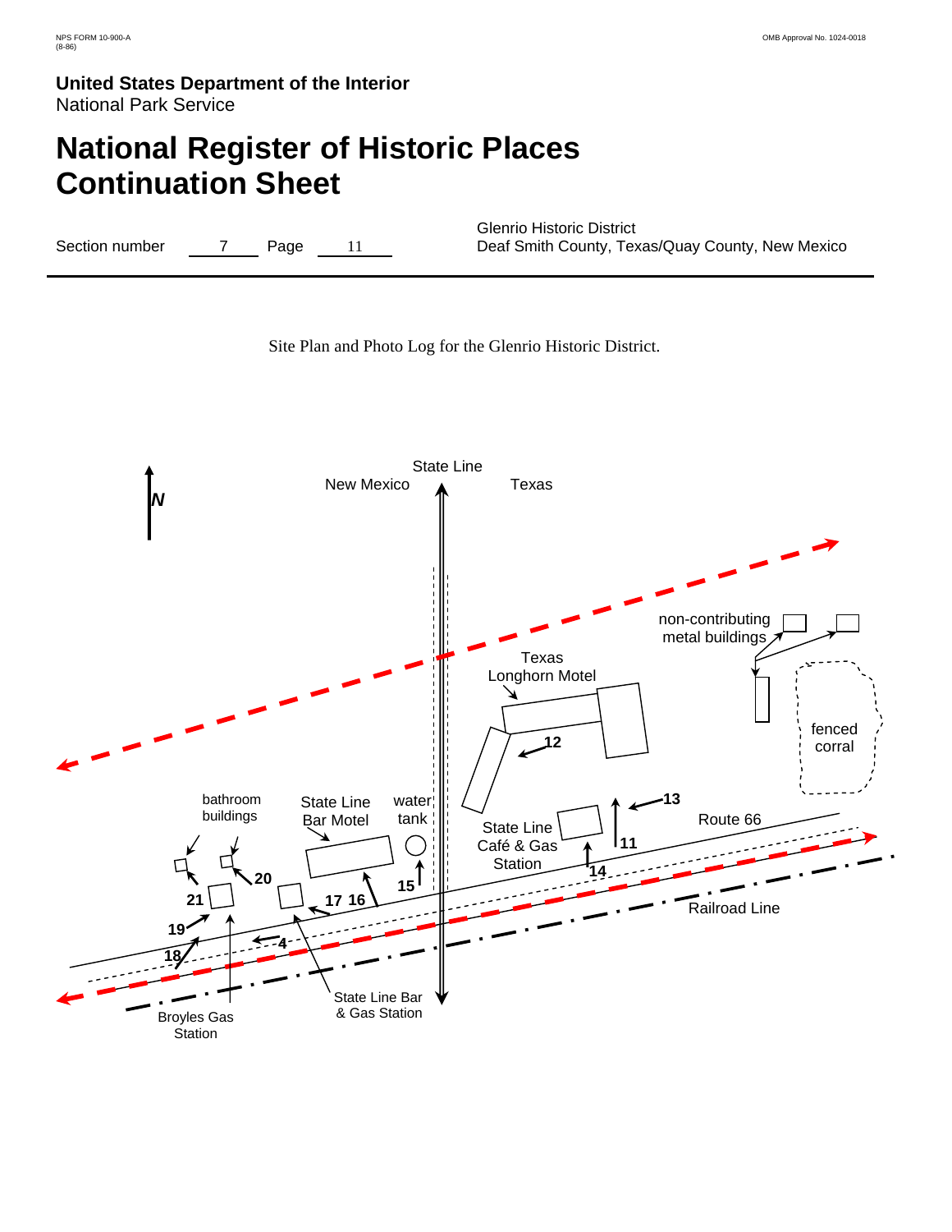United States Department of the Interior
National Park Service

# National Register of Historic Places Continuation Sheet

Section number 7 Page 11

Glenrio Historic District
Deaf Smith County, Texas/Quay County, New Mexico

Site Plan and Photo Log for the Glenrio Historic District.

N

State Line
New Mexico
Texas

non-contributing metal buildings

Texas Longhorn Motel

fenced corral

12

13

Route 66

bathroom buildings

State Line Bar Motel

water tank

State Line Café & Gas Station

11

14

20

15

21

17 16

Railroad Line

19

4

18

Broyles Gas Station

State Line Bar & Gas Station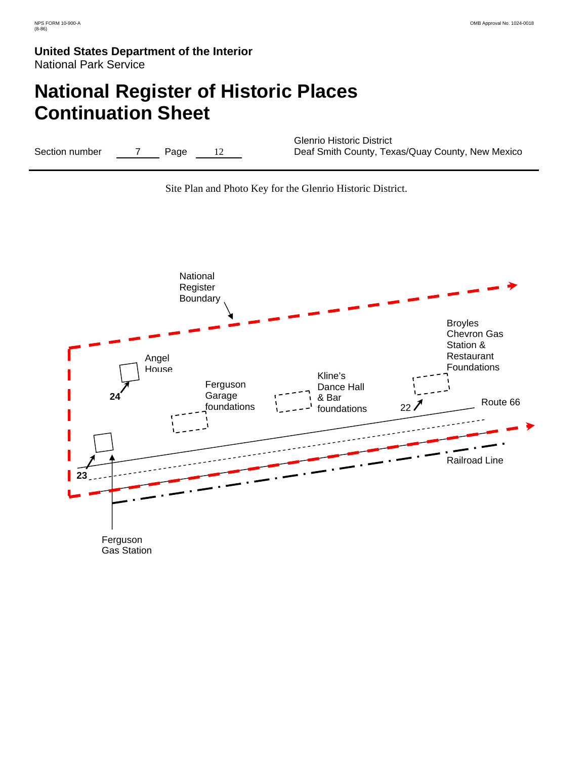NPS FORM 10-900-A
(8-86)

OMB Approval No. 1024-0018

**United States Department of the Interior**
National Park Service

# National Register of Historic Places Continuation Sheet

Section number 7 Page 12

Glenrio Historic District
Deaf Smith County, Texas/Quay County, New Mexico

---

Site Plan and Photo Key for the Glenrio Historic District.

National Register Boundary

Angel House

24

Ferguson Garage foundations

Kline's Dance Hall & Bar foundations

Broyles Chevron Gas Station & Restaurant Foundations

22

Route 66

23

Railroad Line

Ferguson Gas Station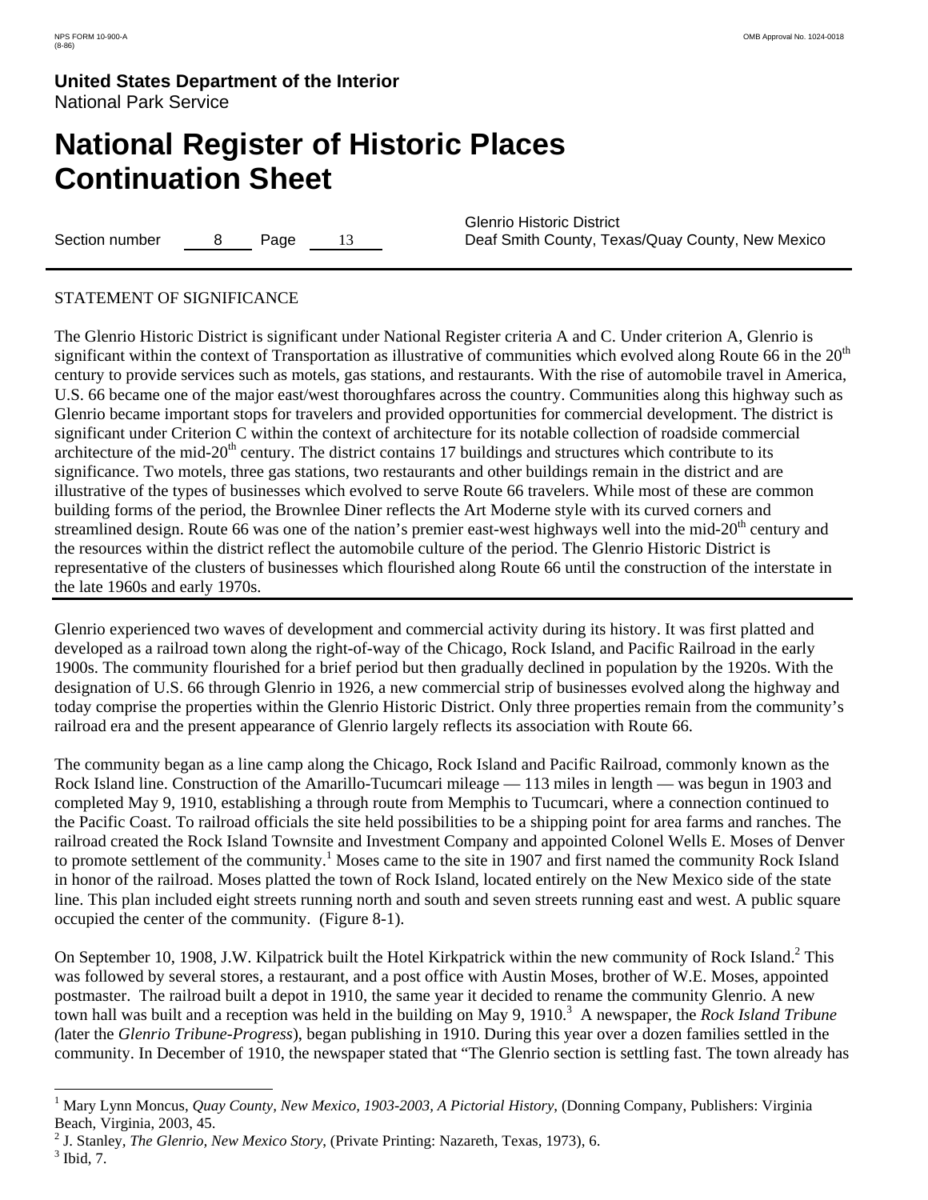# United States Department of the Interior
National Park Service

# National Register of Historic Places Continuation Sheet

Section number 8 Page 13

Glenrio Historic District
Deaf Smith County, Texas/Quay County, New Mexico

STATEMENT OF SIGNIFICANCE

The Glenrio Historic District is significant under National Register criteria A and C. Under criterion A, Glenrio is significant within the context of Transportation as illustrative of communities which evolved along Route 66 in the 20th century to provide services such as motels, gas stations, and restaurants. With the rise of automobile travel in America, U.S. 66 became one of the major east/west thoroughfares across the country. Communities along this highway such as Glenrio became important stops for travelers and provided opportunities for commercial development. The district is significant under Criterion C within the context of architecture for its notable collection of roadside commercial architecture of the mid-20th century. The district contains 17 buildings and structures which contribute to its significance. Two motels, three gas stations, two restaurants and other buildings remain in the district and are illustrative of the types of businesses which evolved to serve Route 66 travelers. While most of these are common building forms of the period, the Brownlee Diner reflects the Art Moderne style with its curved corners and streamlined design. Route 66 was one of the nation's premier east-west highways well into the mid-20th century and the resources within the district reflect the automobile culture of the period. The Glenrio Historic District is representative of the clusters of businesses which flourished along Route 66 until the construction of the interstate in the late 1960s and early 1970s.

---

Glenrio experienced two waves of development and commercial activity during its history. It was first platted and developed as a railroad town along the right-of-way of the Chicago, Rock Island, and Pacific Railroad in the early 1900s. The community flourished for a brief period but then gradually declined in population by the 1920s. With the designation of U.S. 66 through Glenrio in 1926, a new commercial strip of businesses evolved along the highway and today comprise the properties within the Glenrio Historic District. Only three properties remain from the community's railroad era and the present appearance of Glenrio largely reflects its association with Route 66.

The community began as a line camp along the Chicago, Rock Island and Pacific Railroad, commonly known as the Rock Island line. Construction of the Amarillo-Tucumcari mileage — 113 miles in length — was begun in 1903 and completed May 9, 1910, establishing a through route from Memphis to Tucumcari, where a connection continued to the Pacific Coast. To railroad officials the site held possibilities to be a shipping point for area farms and ranches. The railroad created the Rock Island Townsite and Investment Company and appointed Colonel Wells E. Moses of Denver to promote settlement of the community.[1] Moses came to the site in 1907 and first named the community Rock Island in honor of the railroad. Moses platted the town of Rock Island, located entirely on the New Mexico side of the state line. This plan included eight streets running north and south and seven streets running east and west. A public square occupied the center of the community. (Figure 8-1).

On September 10, 1908, J.W. Kilpatrick built the Hotel Kirkpatrick within the new community of Rock Island.[2] This was followed by several stores, a restaurant, and a post office with Austin Moses, brother of W.E. Moses, appointed postmaster. The railroad built a depot in 1910, the same year it decided to rename the community Glenrio. A new town hall was built and a reception was held in the building on May 9, 1910.[3] A newspaper, the *Rock Island Tribune (*later the *Glenrio Tribune-Progress*), began publishing in 1910. During this year over a dozen families settled in the community. In December of 1910, the newspaper stated that "The Glenrio section is settling fast. The town already has

---

[1] Mary Lynn Moncus, *Quay County, New Mexico, 1903-2003, A Pictorial History*, (Donning Company, Publishers: Virginia Beach, Virginia, 2003, 45.
[2] J. Stanley, *The Glenrio, New Mexico Story*, (Private Printing: Nazareth, Texas, 1973), 6.
[3] Ibid, 7.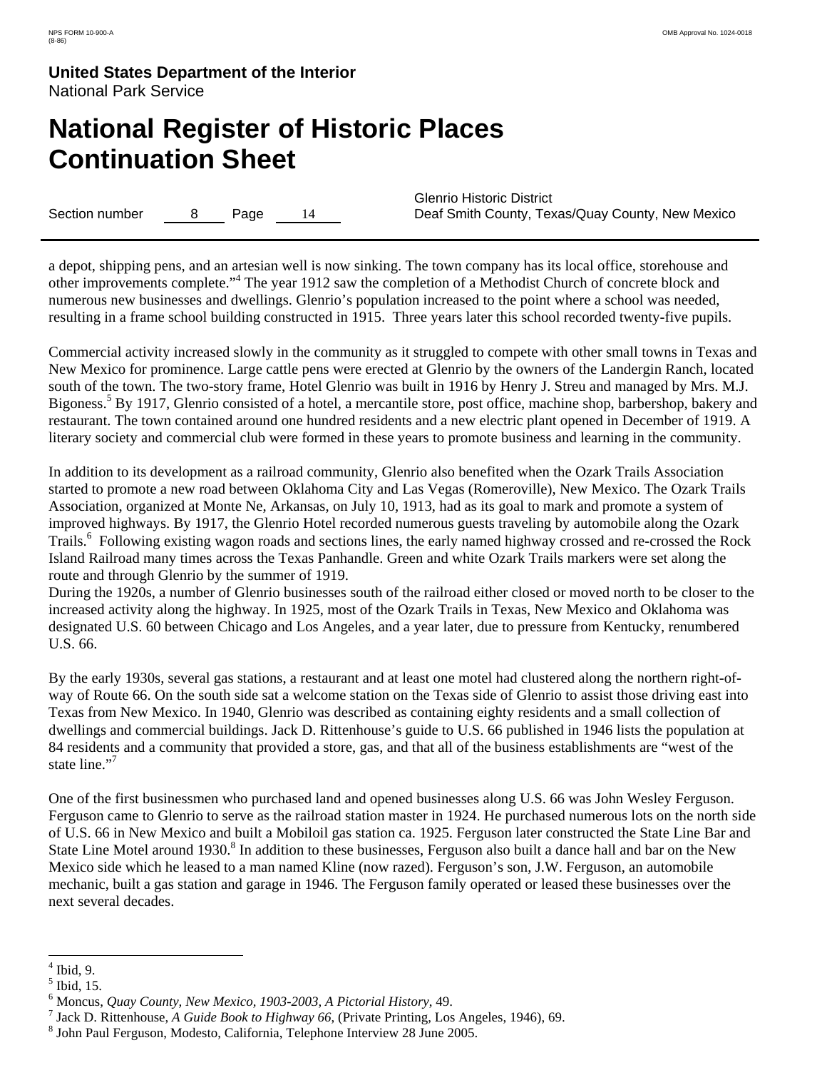a depot, shipping pens, and an artesian well is now sinking. The town company has its local office, storehouse and other improvements complete."[4] The year 1912 saw the completion of a Methodist Church of concrete block and numerous new businesses and dwellings. Glenrio's population increased to the point where a school was needed, resulting in a frame school building constructed in 1915. Three years later this school recorded twenty-five pupils.

Commercial activity increased slowly in the community as it struggled to compete with other small towns in Texas and New Mexico for prominence. Large cattle pens were erected at Glenrio by the owners of the Landergin Ranch, located south of the town. The two-story frame, Hotel Glenrio was built in 1916 by Henry J. Streu and managed by Mrs. M.J. Bigoness.[5] By 1917, Glenrio consisted of a hotel, a mercantile store, post office, machine shop, barbershop, bakery and restaurant. The town contained around one hundred residents and a new electric plant opened in December of 1919. A literary society and commercial club were formed in these years to promote business and learning in the community.

In addition to its development as a railroad community, Glenrio also benefited when the Ozark Trails Association started to promote a new road between Oklahoma City and Las Vegas (Romeroville), New Mexico. The Ozark Trails Association, organized at Monte Ne, Arkansas, on July 10, 1913, had as its goal to mark and promote a system of improved highways. By 1917, the Glenrio Hotel recorded numerous guests traveling by automobile along the Ozark Trails.[6] Following existing wagon roads and sections lines, the early named highway crossed and re-crossed the Rock Island Railroad many times across the Texas Panhandle. Green and white Ozark Trails markers were set along the route and through Glenrio by the summer of 1919.

During the 1920s, a number of Glenrio businesses south of the railroad either closed or moved north to be closer to the increased activity along the highway. In 1925, most of the Ozark Trails in Texas, New Mexico and Oklahoma was designated U.S. 60 between Chicago and Los Angeles, and a year later, due to pressure from Kentucky, renumbered U.S. 66.

By the early 1930s, several gas stations, a restaurant and at least one motel had clustered along the northern right-of-way of Route 66. On the south side sat a welcome station on the Texas side of Glenrio to assist those driving east into Texas from New Mexico. In 1940, Glenrio was described as containing eighty residents and a small collection of dwellings and commercial buildings. Jack D. Rittenhouse's guide to U.S. 66 published in 1946 lists the population at 84 residents and a community that provided a store, gas, and that all of the business establishments are "west of the state line."[7]

One of the first businessmen who purchased land and opened businesses along U.S. 66 was John Wesley Ferguson. Ferguson came to Glenrio to serve as the railroad station master in 1924. He purchased numerous lots on the north side of U.S. 66 in New Mexico and built a Mobiloil gas station ca. 1925. Ferguson later constructed the State Line Bar and State Line Motel around 1930.[8] In addition to these businesses, Ferguson also built a dance hall and bar on the New Mexico side which he leased to a man named Kline (now razed). Ferguson's son, J.W. Ferguson, an automobile mechanic, built a gas station and garage in 1946. The Ferguson family operated or leased these businesses over the next several decades.

---

[4] Ibid, 9.
[5] Ibid, 15.
[6] Moncus, *Quay County, New Mexico, 1903-2003, A Pictorial History*, 49.
[7] Jack D. Rittenhouse, *A Guide Book to Highway 66*, (Private Printing, Los Angeles, 1946), 69.
[8] John Paul Ferguson, Modesto, California, Telephone Interview 28 June 2005.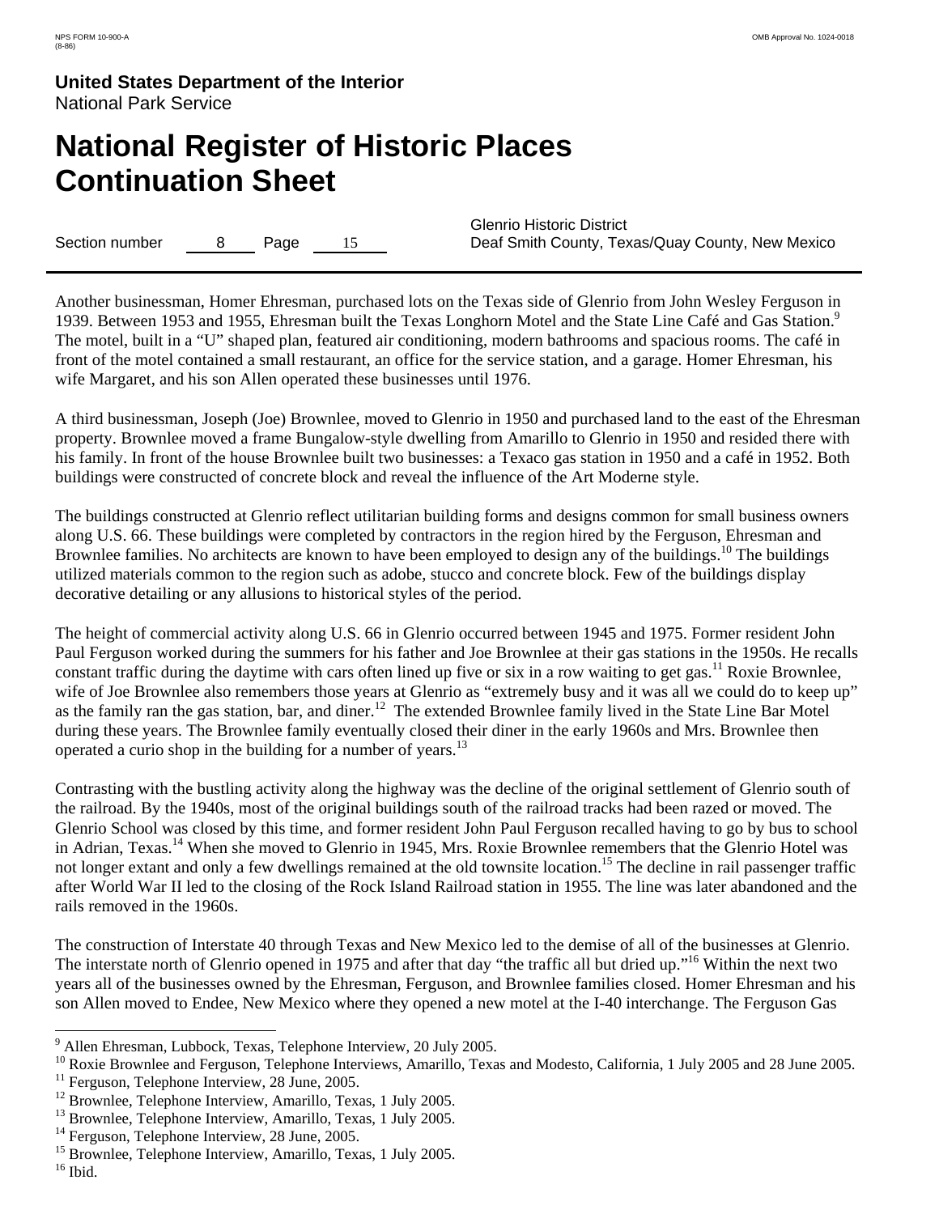Another businessman, Homer Ehresman, purchased lots on the Texas side of Glenrio from John Wesley Ferguson in 1939. Between 1953 and 1955, Ehresman built the Texas Longhorn Motel and the State Line Café and Gas Station.[9] The motel, built in a "U" shaped plan, featured air conditioning, modern bathrooms and spacious rooms. The café in front of the motel contained a small restaurant, an office for the service station, and a garage. Homer Ehresman, his wife Margaret, and his son Allen operated these businesses until 1976.

A third businessman, Joseph (Joe) Brownlee, moved to Glenrio in 1950 and purchased land to the east of the Ehresman property. Brownlee moved a frame Bungalow-style dwelling from Amarillo to Glenrio in 1950 and resided there with his family. In front of the house Brownlee built two businesses: a Texaco gas station in 1950 and a café in 1952. Both buildings were constructed of concrete block and reveal the influence of the Art Moderne style.

The buildings constructed at Glenrio reflect utilitarian building forms and designs common for small business owners along U.S. 66. These buildings were completed by contractors in the region hired by the Ferguson, Ehresman and Brownlee families. No architects are known to have been employed to design any of the buildings.[10] The buildings utilized materials common to the region such as adobe, stucco and concrete block. Few of the buildings display decorative detailing or any allusions to historical styles of the period.

The height of commercial activity along U.S. 66 in Glenrio occurred between 1945 and 1975. Former resident John Paul Ferguson worked during the summers for his father and Joe Brownlee at their gas stations in the 1950s. He recalls constant traffic during the daytime with cars often lined up five or six in a row waiting to get gas.[11] Roxie Brownlee, wife of Joe Brownlee also remembers those years at Glenrio as "extremely busy and it was all we could do to keep up" as the family ran the gas station, bar, and diner.[12] The extended Brownlee family lived in the State Line Bar Motel during these years. The Brownlee family eventually closed their diner in the early 1960s and Mrs. Brownlee then operated a curio shop in the building for a number of years.[13]

Contrasting with the bustling activity along the highway was the decline of the original settlement of Glenrio south of the railroad. By the 1940s, most of the original buildings south of the railroad tracks had been razed or moved. The Glenrio School was closed by this time, and former resident John Paul Ferguson recalled having to go by bus to school in Adrian, Texas.[14] When she moved to Glenrio in 1945, Mrs. Roxie Brownlee remembers that the Glenrio Hotel was not longer extant and only a few dwellings remained at the old townsite location.[15] The decline in rail passenger traffic after World War II led to the closing of the Rock Island Railroad station in 1955. The line was later abandoned and the rails removed in the 1960s.

The construction of Interstate 40 through Texas and New Mexico led to the demise of all of the businesses at Glenrio. The interstate north of Glenrio opened in 1975 and after that day "the traffic all but dried up."[16] Within the next two years all of the businesses owned by the Ehresman, Ferguson, and Brownlee families closed. Homer Ehresman and his son Allen moved to Endee, New Mexico where they opened a new motel at the I-40 interchange. The Ferguson Gas

---

[9] Allen Ehresman, Lubbock, Texas, Telephone Interview, 20 July 2005.

[10] Roxie Brownlee and Ferguson, Telephone Interviews, Amarillo, Texas and Modesto, California, 1 July 2005 and 28 June 2005.

[11] Ferguson, Telephone Interview, 28 June, 2005.

[12] Brownlee, Telephone Interview, Amarillo, Texas, 1 July 2005.

[13] Brownlee, Telephone Interview, Amarillo, Texas, 1 July 2005.

[14] Ferguson, Telephone Interview, 28 June, 2005.

[15] Brownlee, Telephone Interview, Amarillo, Texas, 1 July 2005.

[16] Ibid.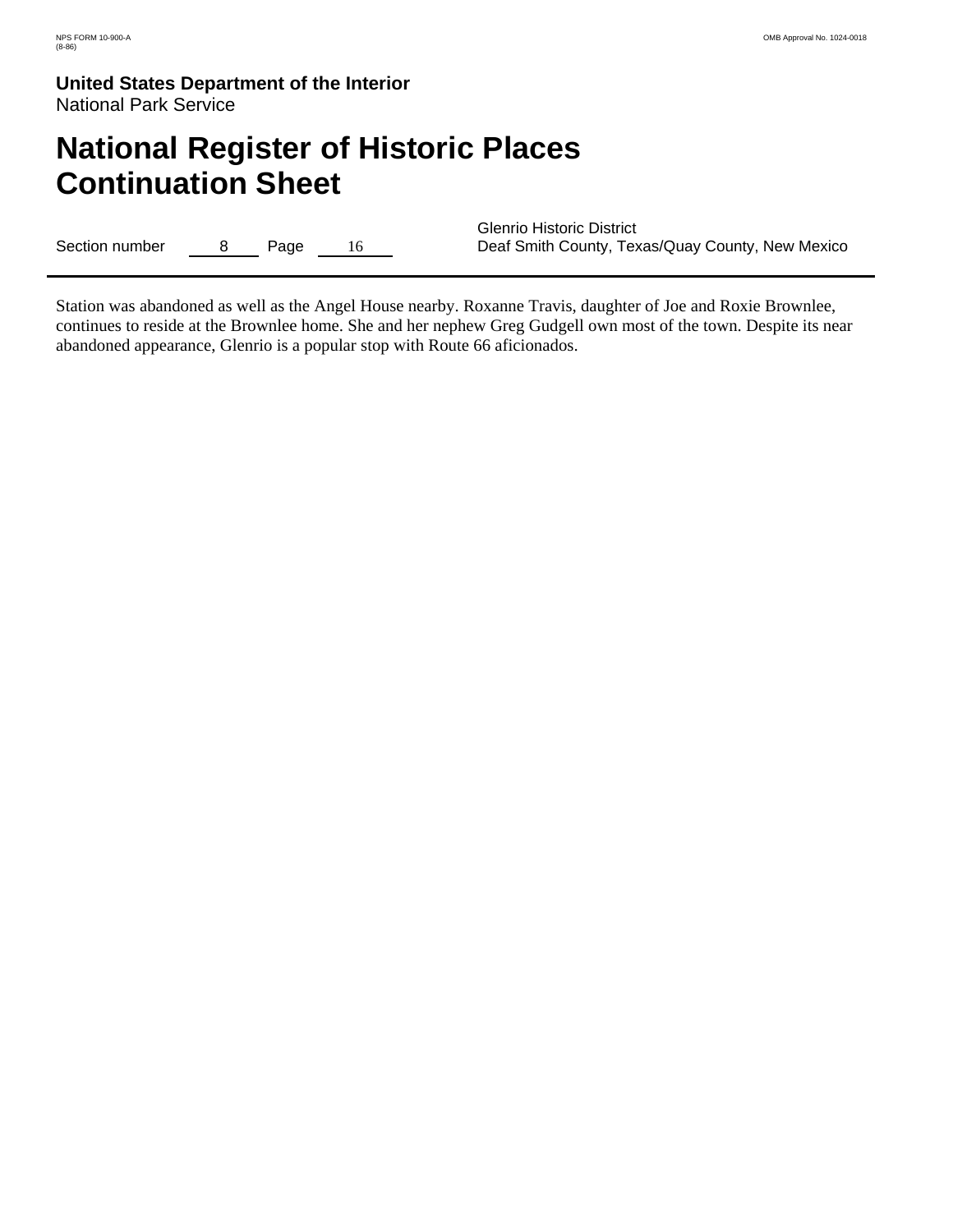Station was abandoned as well as the Angel House nearby. Roxanne Travis, daughter of Joe and Roxie Brownlee, continues to reside at the Brownlee home. She and her nephew Greg Gudgell own most of the town. Despite its near abandoned appearance, Glenrio is a popular stop with Route 66 aficionados.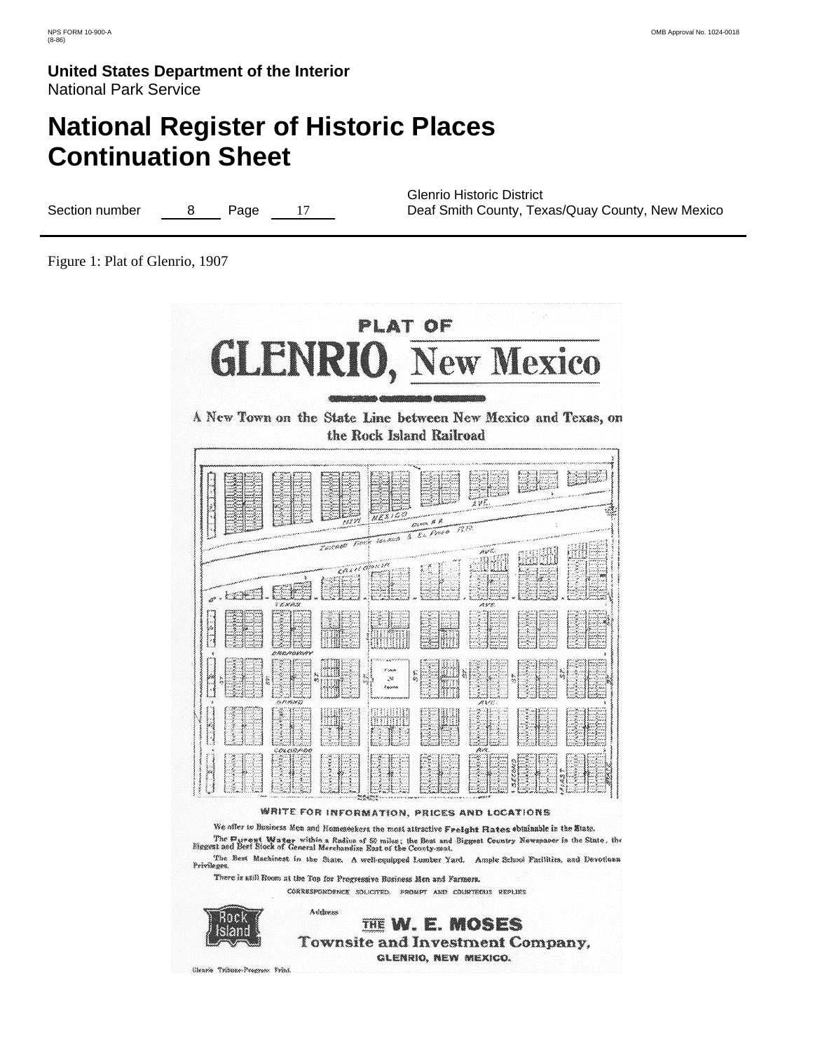Figure 1: Plat of Glenrio, 1907

PLAT OF

GLENRIO, New Mexico

A New Town on the State Line between New Mexico and Texas, on the Rock Island Railroad

WRITE FOR INFORMATION, PRICES AND LOCATIONS

We offer to Business Men and Homeseekers the most attractive Freight Rates obtainable in the State.

The Purest Water within a Radius of 50 miles; the Best and Biggest Country Newspaper in the State, the Biggest and Best Stock of General Merchandise East of the County-seat.

The Best Machinist in the State. A well-equipped Lumber Yard. Ample School Facilities, and Devotional Privileges.

There is still Room at the Top for Progressive Business Men and Farmers.

CORRESPONDENCE SOLICITED. PROMPT AND COURTEOUS REPLIES

Address

THE W. E. MOSES

Townsite and Investment Company,

GLENRIO, NEW MEXICO.

Glenrio Tribune-Progress Print.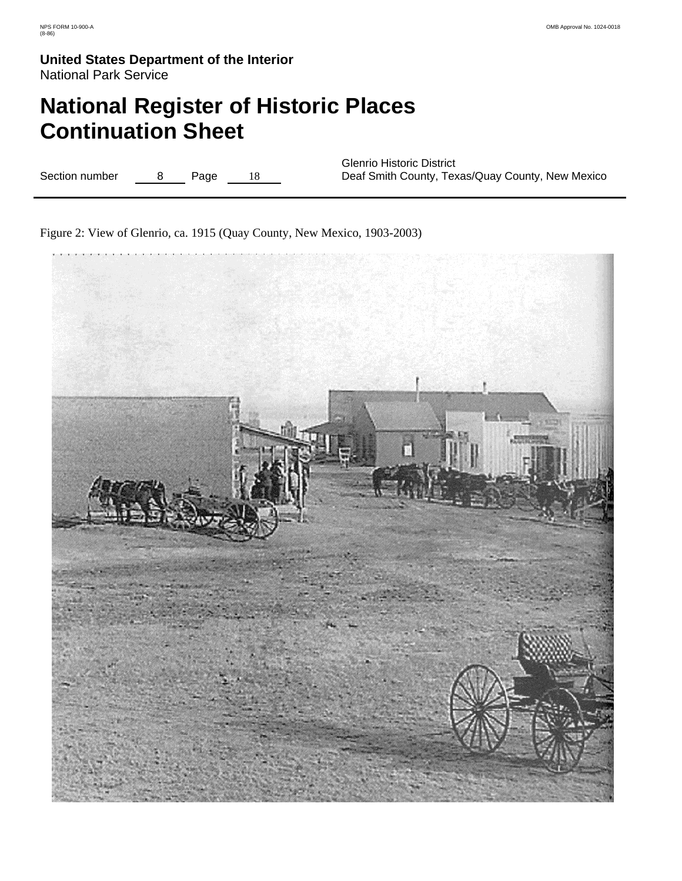Figure 2: View of Glenrio, ca. 1915 (Quay County, New Mexico, 1903-2003)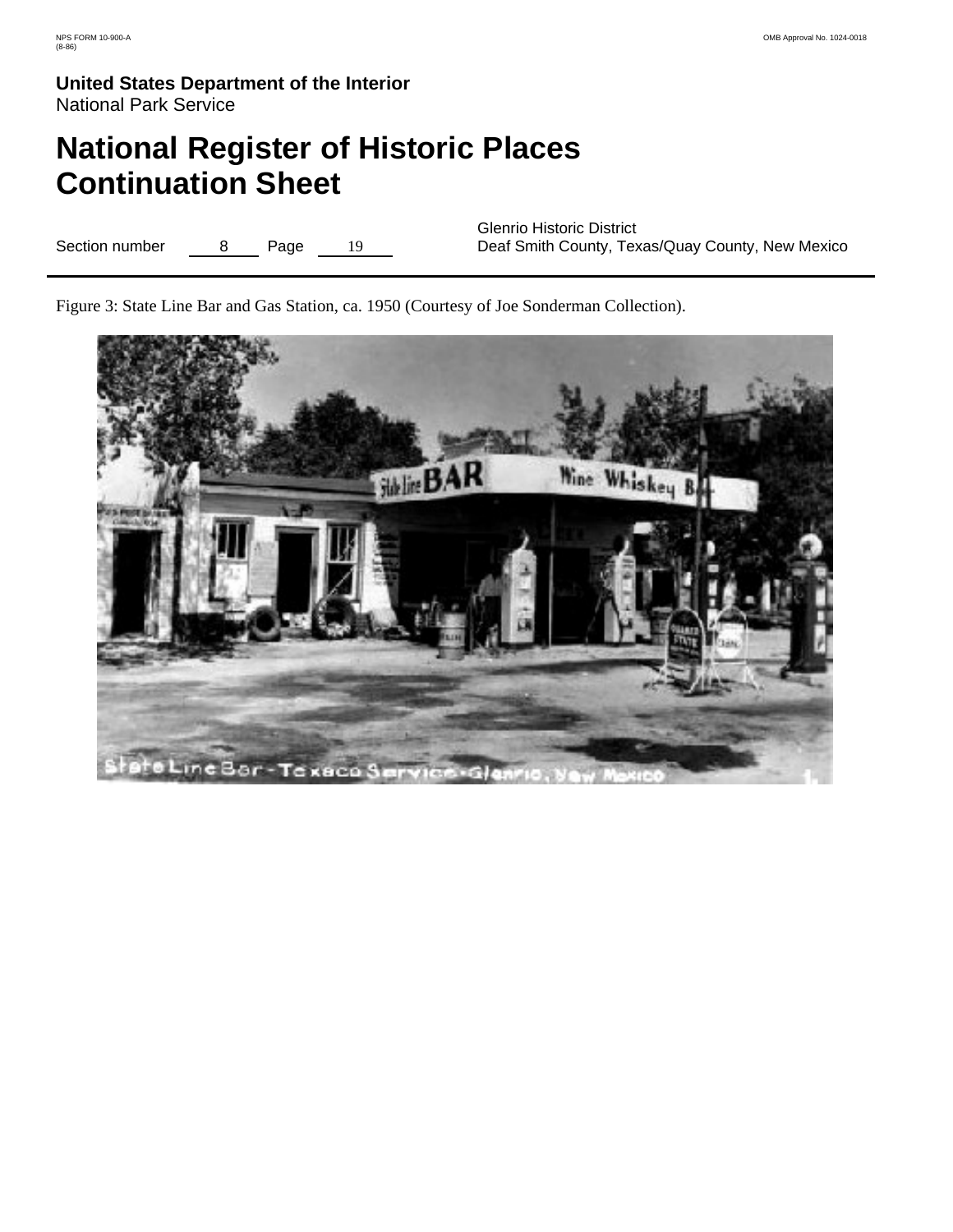Figure 3: State Line Bar and Gas Station, ca. 1950 (Courtesy of Joe Sonderman Collection).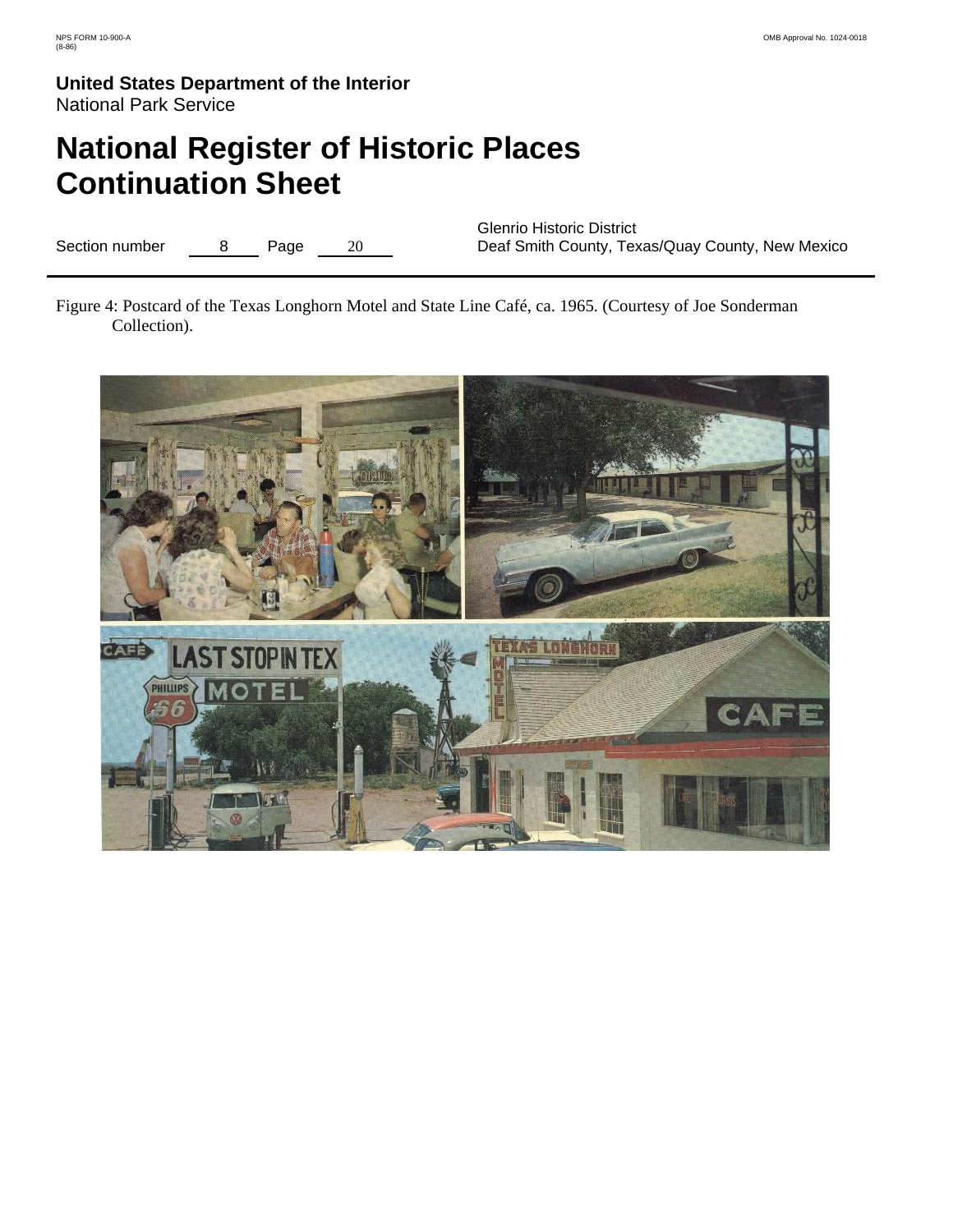Figure 4: Postcard of the Texas Longhorn Motel and State Line Café, ca. 1965. (Courtesy of Joe Sonderman Collection).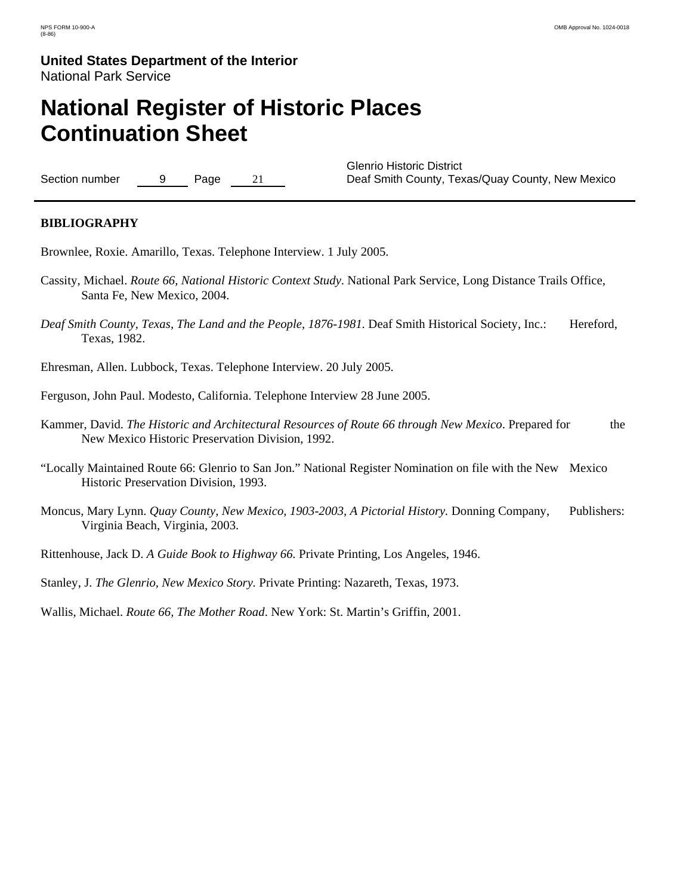## BIBLIOGRAPHY

Brownlee, Roxie. Amarillo, Texas. Telephone Interview. 1 July 2005.

Cassity, Michael. *Route 66, National Historic Context Study.* National Park Service, Long Distance Trails Office, Santa Fe, New Mexico, 2004.

*Deaf Smith County, Texas, The Land and the People, 1876-1981.* Deaf Smith Historical Society, Inc.: Hereford, Texas, 1982.

Ehresman, Allen. Lubbock, Texas. Telephone Interview. 20 July 2005.

Ferguson, John Paul. Modesto, California. Telephone Interview 28 June 2005.

Kammer, David. *The Historic and Architectural Resources of Route 66 through New Mexico*. Prepared for the New Mexico Historic Preservation Division, 1992.

"Locally Maintained Route 66: Glenrio to San Jon." National Register Nomination on file with the New Mexico Historic Preservation Division, 1993.

Moncus, Mary Lynn. *Quay County, New Mexico, 1903-2003, A Pictorial History.* Donning Company, Publishers: Virginia Beach, Virginia, 2003.

Rittenhouse, Jack D. *A Guide Book to Highway 66.* Private Printing, Los Angeles, 1946.

Stanley, J. *The Glenrio, New Mexico Story.* Private Printing: Nazareth, Texas, 1973.

Wallis, Michael. *Route 66, The Mother Road*. New York: St. Martin's Griffin, 2001.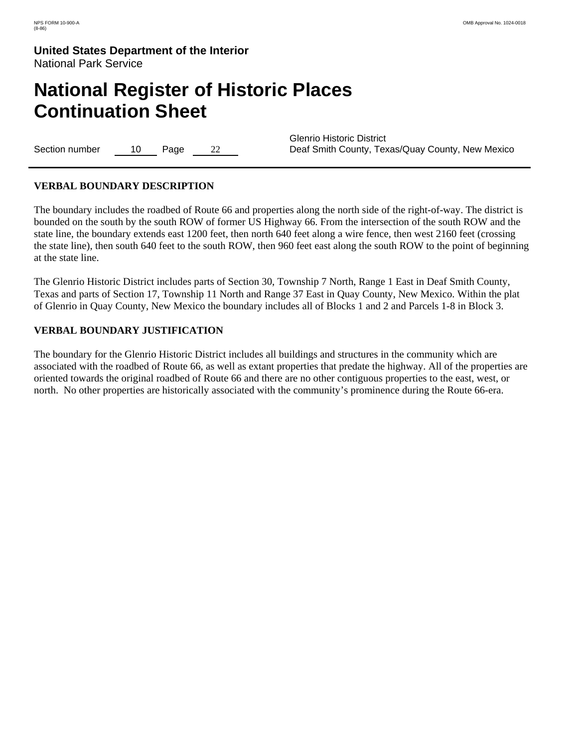## VERBAL BOUNDARY DESCRIPTION

The boundary includes the roadbed of Route 66 and properties along the north side of the right-of-way. The district is bounded on the south by the south ROW of former US Highway 66. From the intersection of the south ROW and the state line, the boundary extends east 1200 feet, then north 640 feet along a wire fence, then west 2160 feet (crossing the state line), then south 640 feet to the south ROW, then 960 feet east along the south ROW to the point of beginning at the state line.

The Glenrio Historic District includes parts of Section 30, Township 7 North, Range 1 East in Deaf Smith County, Texas and parts of Section 17, Township 11 North and Range 37 East in Quay County, New Mexico. Within the plat of Glenrio in Quay County, New Mexico the boundary includes all of Blocks 1 and 2 and Parcels 1-8 in Block 3.

## VERBAL BOUNDARY JUSTIFICATION

The boundary for the Glenrio Historic District includes all buildings and structures in the community which are associated with the roadbed of Route 66, as well as extant properties that predate the highway. All of the properties are oriented towards the original roadbed of Route 66 and there are no other contiguous properties to the east, west, or north. No other properties are historically associated with the community's prominence during the Route 66-era.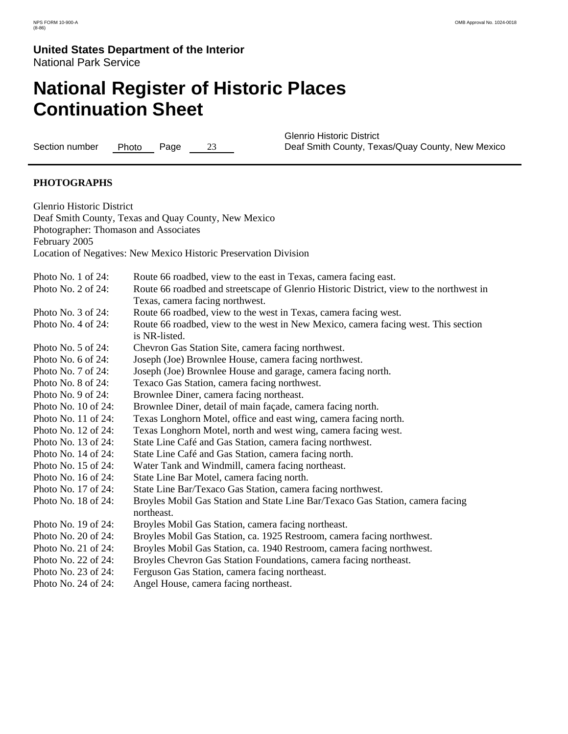United States Department of the Interior
National Park Service

# National Register of Historic Places Continuation Sheet

Section number Photo Page 23

Glenrio Historic District
Deaf Smith County, Texas/Quay County, New Mexico

## PHOTOGRAPHS

Glenrio Historic District
Deaf Smith County, Texas and Quay County, New Mexico
Photographer: Thomason and Associates
February 2005
Location of Negatives: New Mexico Historic Preservation Division

| | |
|---|---|
| Photo No. 1 of 24: | Route 66 roadbed, view to the east in Texas, camera facing east. |
| Photo No. 2 of 24: | Route 66 roadbed and streetscape of Glenrio Historic District, view to the northwest in Texas, camera facing northwest. |
| Photo No. 3 of 24: | Route 66 roadbed, view to the west in Texas, camera facing west. |
| Photo No. 4 of 24: | Route 66 roadbed, view to the west in New Mexico, camera facing west. This section is NR-listed. |
| Photo No. 5 of 24: | Chevron Gas Station Site, camera facing northwest. |
| Photo No. 6 of 24: | Joseph (Joe) Brownlee House, camera facing northwest. |
| Photo No. 7 of 24: | Joseph (Joe) Brownlee House and garage, camera facing north. |
| Photo No. 8 of 24: | Texaco Gas Station, camera facing northwest. |
| Photo No. 9 of 24: | Brownlee Diner, camera facing northeast. |
| Photo No. 10 of 24: | Brownlee Diner, detail of main façade, camera facing north. |
| Photo No. 11 of 24: | Texas Longhorn Motel, office and east wing, camera facing north. |
| Photo No. 12 of 24: | Texas Longhorn Motel, north and west wing, camera facing west. |
| Photo No. 13 of 24: | State Line Café and Gas Station, camera facing northwest. |
| Photo No. 14 of 24: | State Line Café and Gas Station, camera facing north. |
| Photo No. 15 of 24: | Water Tank and Windmill, camera facing northeast. |
| Photo No. 16 of 24: | State Line Bar Motel, camera facing north. |
| Photo No. 17 of 24: | State Line Bar/Texaco Gas Station, camera facing northwest. |
| Photo No. 18 of 24: | Broyles Mobil Gas Station and State Line Bar/Texaco Gas Station, camera facing northeast. |
| Photo No. 19 of 24: | Broyles Mobil Gas Station, camera facing northeast. |
| Photo No. 20 of 24: | Broyles Mobil Gas Station, ca. 1925 Restroom, camera facing northwest. |
| Photo No. 21 of 24: | Broyles Mobil Gas Station, ca. 1940 Restroom, camera facing northwest. |
| Photo No. 22 of 24: | Broyles Chevron Gas Station Foundations, camera facing northeast. |
| Photo No. 23 of 24: | Ferguson Gas Station, camera facing northeast. |
| Photo No. 24 of 24: | Angel House, camera facing northeast. |